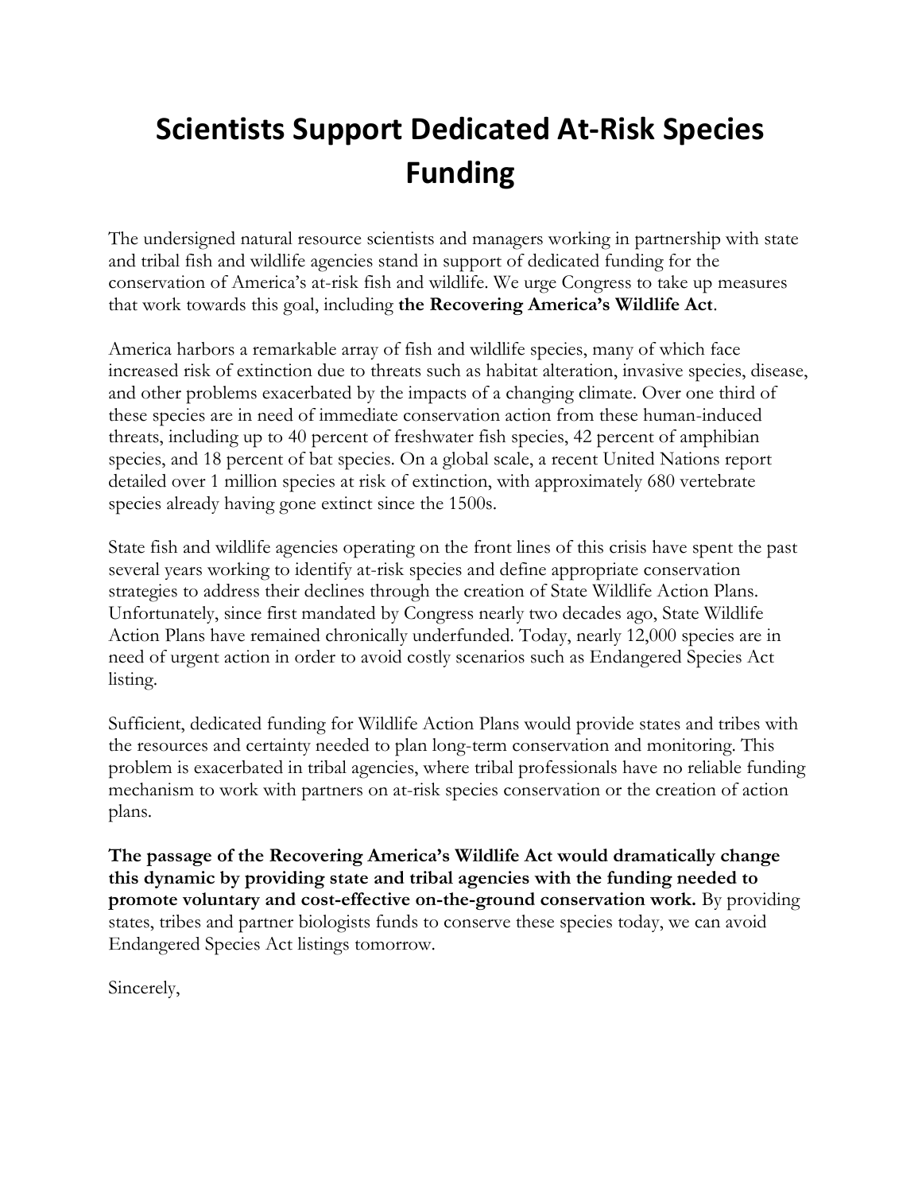# Scientists Support Dedicated At-Risk Species Funding

The undersigned natural resource scientists and managers working in partnership with state and tribal fish and wildlife agencies stand in support of dedicated funding for the conservation of America's at-risk fish and wildlife. We urge Congress to take up measures that work towards this goal, including **the Recovering America's Wildlife Act**.

America harbors a remarkable array of fish and wildlife species, many of which face increased risk of extinction due to threats such as habitat alteration, invasive species, disease, and other problems exacerbated by the impacts of a changing climate. Over one third of these species are in need of immediate conservation action from these human-induced threats, including up to 40 percent of freshwater fish species, 42 percent of amphibian species, and 18 percent of bat species. On a global scale, a recent United Nations report detailed over 1 million species at risk of extinction, with approximately 680 vertebrate species already having gone extinct since the 1500s.

State fish and wildlife agencies operating on the front lines of this crisis have spent the past several years working to identify at-risk species and define appropriate conservation strategies to address their declines through the creation of State Wildlife Action Plans. Unfortunately, since first mandated by Congress nearly two decades ago, State Wildlife Action Plans have remained chronically underfunded. Today, nearly 12,000 species are in need of urgent action in order to avoid costly scenarios such as Endangered Species Act listing.

Sufficient, dedicated funding for Wildlife Action Plans would provide states and tribes with the resources and certainty needed to plan long-term conservation and monitoring. This problem is exacerbated in tribal agencies, where tribal professionals have no reliable funding mechanism to work with partners on at-risk species conservation or the creation of action plans.

**The passage of the Recovering America's Wildlife Act would dramatically change this dynamic by providing state and tribal agencies with the funding needed to promote voluntary and cost-effective on-the-ground conservation work.** By providing states, tribes and partner biologists funds to conserve these species today, we can avoid Endangered Species Act listings tomorrow.

Sincerely,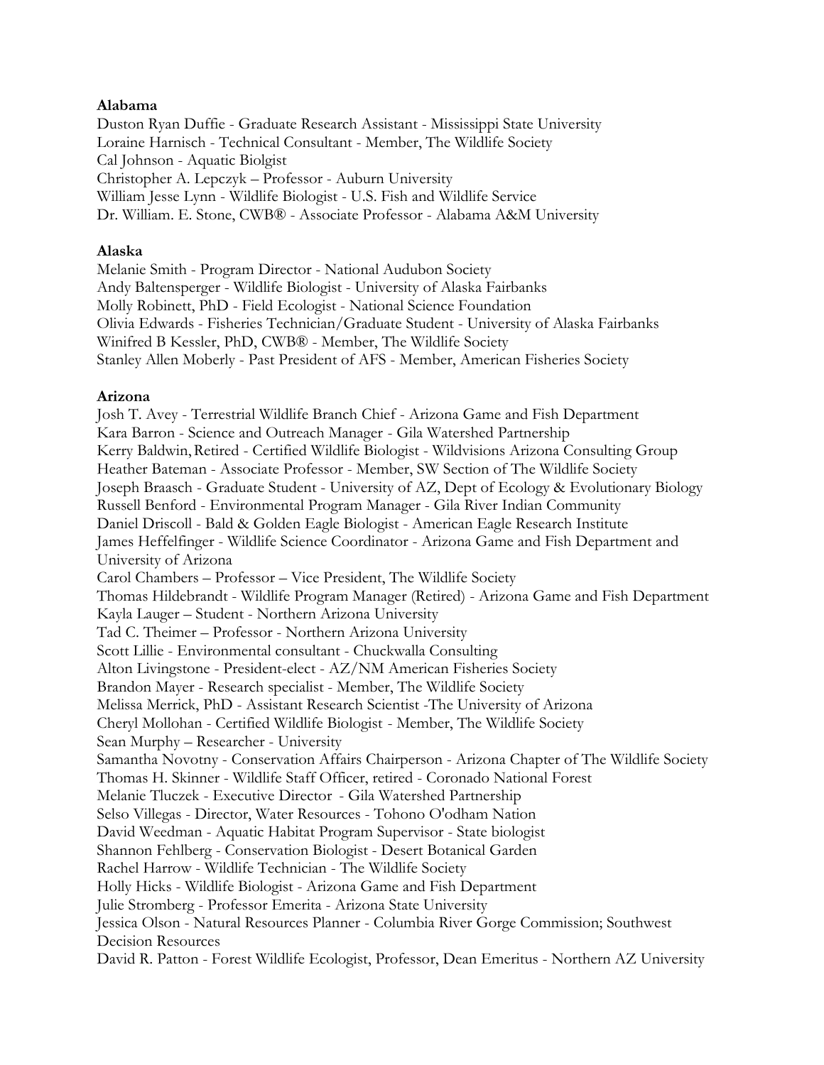**Alabama**

Duston Ryan Duffie - Graduate Research Assistant - Mississippi State University
Loraine Harnisch - Technical Consultant - Member, The Wildlife Society
Cal Johnson - Aquatic Biolgist
Christopher A. Lepczyk – Professor - Auburn University
William Jesse Lynn - Wildlife Biologist - U.S. Fish and Wildlife Service
Dr. William. E. Stone, CWB® - Associate Professor - Alabama A&M University

**Alaska**

Melanie Smith - Program Director - National Audubon Society
Andy Baltensperger - Wildlife Biologist - University of Alaska Fairbanks
Molly Robinett, PhD - Field Ecologist - National Science Foundation
Olivia Edwards - Fisheries Technician/Graduate Student - University of Alaska Fairbanks
Winifred B Kessler, PhD, CWB® - Member, The Wildlife Society
Stanley Allen Moberly - Past President of AFS - Member, American Fisheries Society

**Arizona**

Josh T. Avey - Terrestrial Wildlife Branch Chief - Arizona Game and Fish Department
Kara Barron - Science and Outreach Manager - Gila Watershed Partnership
Kerry Baldwin, Retired - Certified Wildlife Biologist - Wildvisions Arizona Consulting Group
Heather Bateman - Associate Professor - Member, SW Section of The Wildlife Society
Joseph Braasch - Graduate Student - University of AZ, Dept of Ecology & Evolutionary Biology
Russell Benford - Environmental Program Manager - Gila River Indian Community
Daniel Driscoll - Bald & Golden Eagle Biologist - American Eagle Research Institute
James Heffelfinger - Wildlife Science Coordinator - Arizona Game and Fish Department and University of Arizona
Carol Chambers – Professor – Vice President, The Wildlife Society
Thomas Hildebrandt - Wildlife Program Manager (Retired) - Arizona Game and Fish Department
Kayla Lauger – Student - Northern Arizona University
Tad C. Theimer – Professor - Northern Arizona University
Scott Lillie - Environmental consultant - Chuckwalla Consulting
Alton Livingstone - President-elect - AZ/NM American Fisheries Society
Brandon Mayer - Research specialist - Member, The Wildlife Society
Melissa Merrick, PhD - Assistant Research Scientist -The University of Arizona
Cheryl Mollohan - Certified Wildlife Biologist - Member, The Wildlife Society
Sean Murphy – Researcher - University
Samantha Novotny - Conservation Affairs Chairperson - Arizona Chapter of The Wildlife Society
Thomas H. Skinner - Wildlife Staff Officer, retired - Coronado National Forest
Melanie Tluczek - Executive Director - Gila Watershed Partnership
Selso Villegas - Director, Water Resources - Tohono O'odham Nation
David Weedman - Aquatic Habitat Program Supervisor - State biologist
Shannon Fehlberg - Conservation Biologist - Desert Botanical Garden
Rachel Harrow - Wildlife Technician - The Wildlife Society
Holly Hicks - Wildlife Biologist - Arizona Game and Fish Department
Julie Stromberg - Professor Emerita - Arizona State University
Jessica Olson - Natural Resources Planner - Columbia River Gorge Commission; Southwest Decision Resources
David R. Patton - Forest Wildlife Ecologist, Professor, Dean Emeritus - Northern AZ University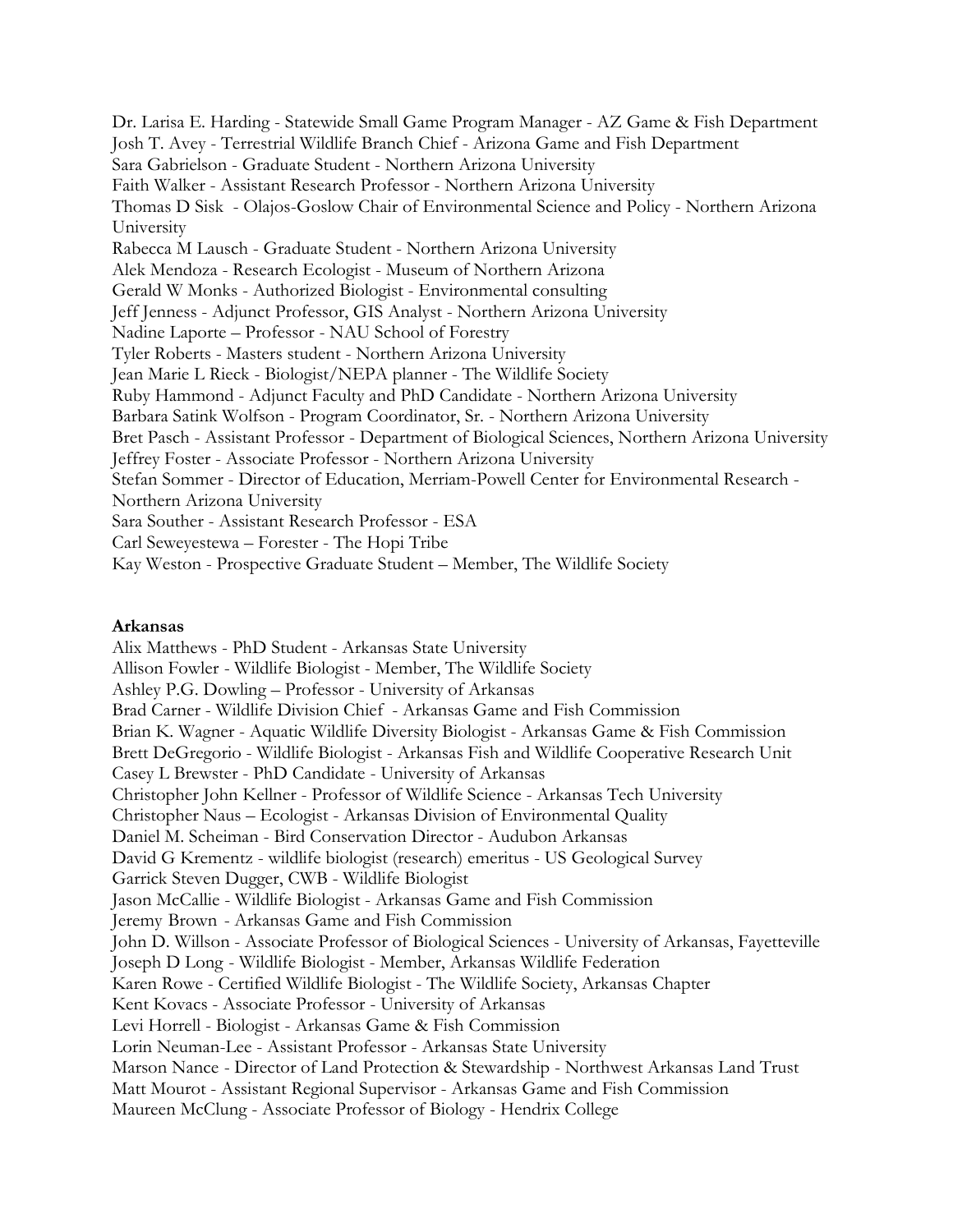Dr. Larisa E. Harding - Statewide Small Game Program Manager - AZ Game & Fish Department
Josh T. Avey - Terrestrial Wildlife Branch Chief - Arizona Game and Fish Department
Sara Gabrielson - Graduate Student - Northern Arizona University
Faith Walker - Assistant Research Professor - Northern Arizona University
Thomas D Sisk - Olajos-Goslow Chair of Environmental Science and Policy - Northern Arizona University
Rabecca M Lausch - Graduate Student - Northern Arizona University
Alek Mendoza - Research Ecologist - Museum of Northern Arizona
Gerald W Monks - Authorized Biologist - Environmental consulting
Jeff Jenness - Adjunct Professor, GIS Analyst - Northern Arizona University
Nadine Laporte – Professor - NAU School of Forestry
Tyler Roberts - Masters student - Northern Arizona University
Jean Marie L Rieck - Biologist/NEPA planner - The Wildlife Society
Ruby Hammond - Adjunct Faculty and PhD Candidate - Northern Arizona University
Barbara Satink Wolfson - Program Coordinator, Sr. - Northern Arizona University
Bret Pasch - Assistant Professor - Department of Biological Sciences, Northern Arizona University
Jeffrey Foster - Associate Professor - Northern Arizona University
Stefan Sommer - Director of Education, Merriam-Powell Center for Environmental Research - Northern Arizona University
Sara Souther - Assistant Research Professor - ESA
Carl Seweyestewa – Forester - The Hopi Tribe
Kay Weston - Prospective Graduate Student – Member, The Wildlife Society

**Arkansas**

Alix Matthews - PhD Student - Arkansas State University
Allison Fowler - Wildlife Biologist - Member, The Wildlife Society
Ashley P.G. Dowling – Professor - University of Arkansas
Brad Carner - Wildlife Division Chief - Arkansas Game and Fish Commission
Brian K. Wagner - Aquatic Wildlife Diversity Biologist - Arkansas Game & Fish Commission
Brett DeGregorio - Wildlife Biologist - Arkansas Fish and Wildlife Cooperative Research Unit
Casey L Brewster - PhD Candidate - University of Arkansas
Christopher John Kellner - Professor of Wildlife Science - Arkansas Tech University
Christopher Naus – Ecologist - Arkansas Division of Environmental Quality
Daniel M. Scheiman - Bird Conservation Director - Audubon Arkansas
David G Krementz - wildlife biologist (research) emeritus - US Geological Survey
Garrick Steven Dugger, CWB - Wildlife Biologist
Jason McCallie - Wildlife Biologist - Arkansas Game and Fish Commission
Jeremy Brown - Arkansas Game and Fish Commission
John D. Willson - Associate Professor of Biological Sciences - University of Arkansas, Fayetteville
Joseph D Long - Wildlife Biologist - Member, Arkansas Wildlife Federation
Karen Rowe - Certified Wildlife Biologist - The Wildlife Society, Arkansas Chapter
Kent Kovacs - Associate Professor - University of Arkansas
Levi Horrell - Biologist - Arkansas Game & Fish Commission
Lorin Neuman-Lee - Assistant Professor - Arkansas State University
Marson Nance - Director of Land Protection & Stewardship - Northwest Arkansas Land Trust
Matt Mourot - Assistant Regional Supervisor - Arkansas Game and Fish Commission
Maureen McClung - Associate Professor of Biology - Hendrix College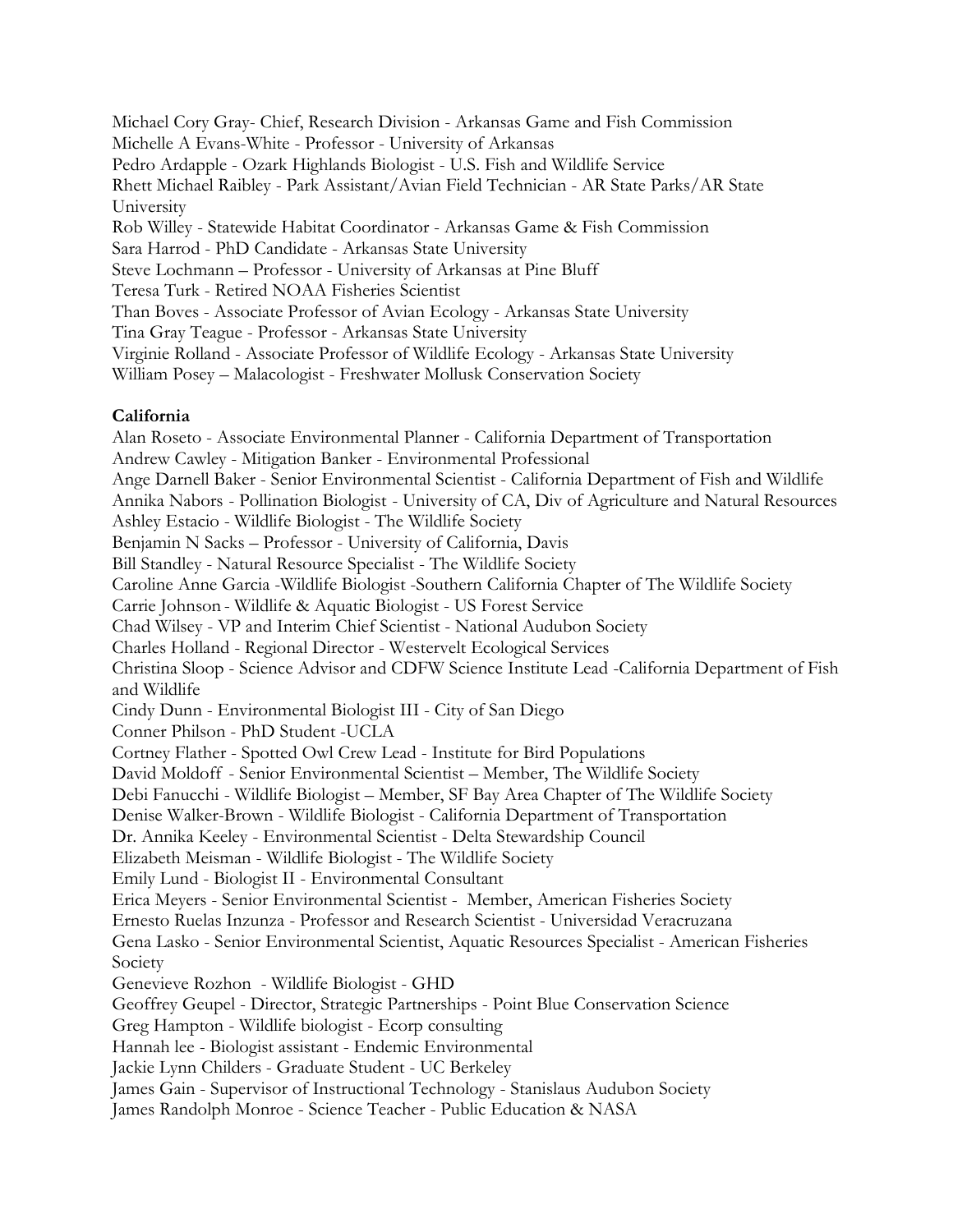Michael Cory Gray- Chief, Research Division - Arkansas Game and Fish Commission
Michelle A Evans-White - Professor - University of Arkansas
Pedro Ardapple - Ozark Highlands Biologist - U.S. Fish and Wildlife Service
Rhett Michael Raibley - Park Assistant/Avian Field Technician - AR State Parks/AR State University
Rob Willey - Statewide Habitat Coordinator - Arkansas Game & Fish Commission
Sara Harrod - PhD Candidate - Arkansas State University
Steve Lochmann – Professor - University of Arkansas at Pine Bluff
Teresa Turk - Retired NOAA Fisheries Scientist
Than Boves - Associate Professor of Avian Ecology - Arkansas State University
Tina Gray Teague - Professor - Arkansas State University
Virginie Rolland - Associate Professor of Wildlife Ecology - Arkansas State University
William Posey – Malacologist - Freshwater Mollusk Conservation Society

**California**

Alan Roseto - Associate Environmental Planner - California Department of Transportation
Andrew Cawley - Mitigation Banker - Environmental Professional
Ange Darnell Baker - Senior Environmental Scientist - California Department of Fish and Wildlife
Annika Nabors - Pollination Biologist - University of CA, Div of Agriculture and Natural Resources
Ashley Estacio - Wildlife Biologist - The Wildlife Society
Benjamin N Sacks – Professor - University of California, Davis
Bill Standley - Natural Resource Specialist - The Wildlife Society
Caroline Anne Garcia -Wildlife Biologist -Southern California Chapter of The Wildlife Society
Carrie Johnson - Wildlife & Aquatic Biologist - US Forest Service
Chad Wilsey - VP and Interim Chief Scientist - National Audubon Society
Charles Holland - Regional Director - Westervelt Ecological Services
Christina Sloop - Science Advisor and CDFW Science Institute Lead -California Department of Fish and Wildlife
Cindy Dunn - Environmental Biologist III - City of San Diego
Conner Philson - PhD Student -UCLA
Cortney Flather - Spotted Owl Crew Lead - Institute for Bird Populations
David Moldoff - Senior Environmental Scientist – Member, The Wildlife Society
Debi Fanucchi - Wildlife Biologist – Member, SF Bay Area Chapter of The Wildlife Society
Denise Walker-Brown - Wildlife Biologist - California Department of Transportation
Dr. Annika Keeley - Environmental Scientist - Delta Stewardship Council
Elizabeth Meisman - Wildlife Biologist - The Wildlife Society
Emily Lund - Biologist II - Environmental Consultant
Erica Meyers - Senior Environmental Scientist - Member, American Fisheries Society
Ernesto Ruelas Inzunza - Professor and Research Scientist - Universidad Veracruzana
Gena Lasko - Senior Environmental Scientist, Aquatic Resources Specialist - American Fisheries Society
Genevieve Rozhon - Wildlife Biologist - GHD
Geoffrey Geupel - Director, Strategic Partnerships - Point Blue Conservation Science
Greg Hampton - Wildlife biologist - Ecorp consulting
Hannah lee - Biologist assistant - Endemic Environmental
Jackie Lynn Childers - Graduate Student - UC Berkeley
James Gain - Supervisor of Instructional Technology - Stanislaus Audubon Society
James Randolph Monroe - Science Teacher - Public Education & NASA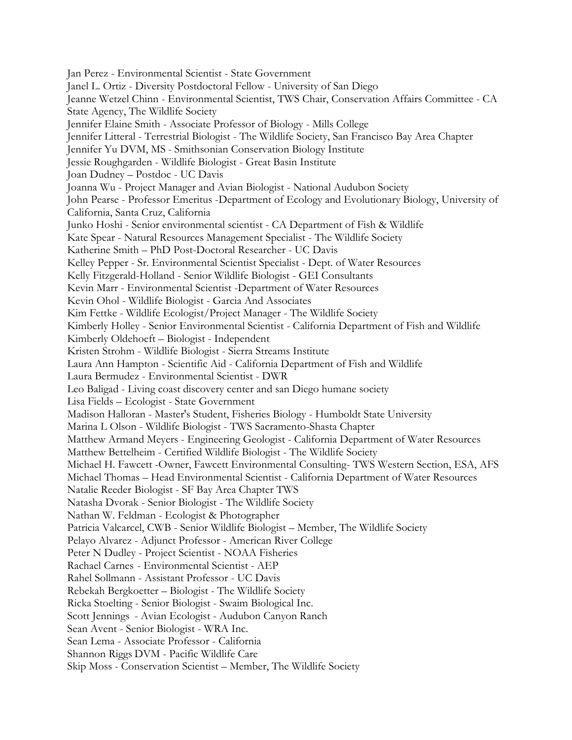Jan Perez - Environmental Scientist - State Government
Janel L. Ortiz - Diversity Postdoctoral Fellow - University of San Diego
Jeanne Wetzel Chinn - Environmental Scientist, TWS Chair, Conservation Affairs Committee - CA State Agency, The Wildlife Society
Jennifer Elaine Smith - Associate Professor of Biology - Mills College
Jennifer Litteral - Terrestrial Biologist - The Wildlife Society, San Francisco Bay Area Chapter
Jennifer Yu DVM, MS - Smithsonian Conservation Biology Institute
Jessie Roughgarden - Wildlife Biologist - Great Basin Institute
Joan Dudney – Postdoc - UC Davis
Joanna Wu - Project Manager and Avian Biologist - National Audubon Society
John Pearse - Professor Emeritus -Department of Ecology and Evolutionary Biology, University of California, Santa Cruz, California
Junko Hoshi - Senior environmental scientist - CA Department of Fish & Wildlife
Kate Spear - Natural Resources Management Specialist - The Wildlife Society
Katherine Smith – PhD Post-Doctoral Researcher - UC Davis
Kelley Pepper - Sr. Environmental Scientist Specialist - Dept. of Water Resources
Kelly Fitzgerald-Holland - Senior Wildlife Biologist - GEI Consultants
Kevin Marr - Environmental Scientist -Department of Water Resources
Kevin Ohol - Wildlife Biologist - Garcia And Associates
Kim Fettke - Wildlife Ecologist/Project Manager - The Wildlife Society
Kimberly Holley - Senior Environmental Scientist - California Department of Fish and Wildlife
Kimberly Oldehoeft – Biologist - Independent
Kristen Strohm - Wildlife Biologist - Sierra Streams Institute
Laura Ann Hampton - Scientific Aid - California Department of Fish and Wildlife
Laura Bermudez - Environmental Scientist - DWR
Leo Baligad - Living coast discovery center and san Diego humane society
Lisa Fields – Ecologist - State Government
Madison Halloran - Master's Student, Fisheries Biology - Humboldt State University
Marina L Olson - Wildlife Biologist - TWS Sacramento-Shasta Chapter
Matthew Armand Meyers - Engineering Geologist - California Department of Water Resources
Matthew Bettelheim - Certified Wildlife Biologist - The Wildlife Society
Michael H. Fawcett -Owner, Fawcett Environmental Consulting- TWS Western Section, ESA, AFS
Michael Thomas – Head Environmental Scientist - California Department of Water Resources
Natalie Reeder Biologist - SF Bay Area Chapter TWS
Natasha Dvorak - Senior Biologist - The Wildlife Society
Nathan W. Feldman - Ecologist & Photographer
Patricia Valcarcel, CWB - Senior Wildlife Biologist – Member, The Wildlife Society
Pelayo Alvarez - Adjunct Professor - American River College
Peter N Dudley - Project Scientist - NOAA Fisheries
Rachael Carnes - Environmental Scientist - AEP
Rahel Sollmann - Assistant Professor - UC Davis
Rebekah Bergkoetter – Biologist - The Wildlife Society
Ricka Stoelting - Senior Biologist - Swaim Biological Inc.
Scott Jennings - Avian Ecologist - Audubon Canyon Ranch
Sean Avent - Senior Biologist - WRA Inc.
Sean Lema - Associate Professor - California
Shannon Riggs DVM - Pacific Wildlife Care
Skip Moss - Conservation Scientist – Member, The Wildlife Society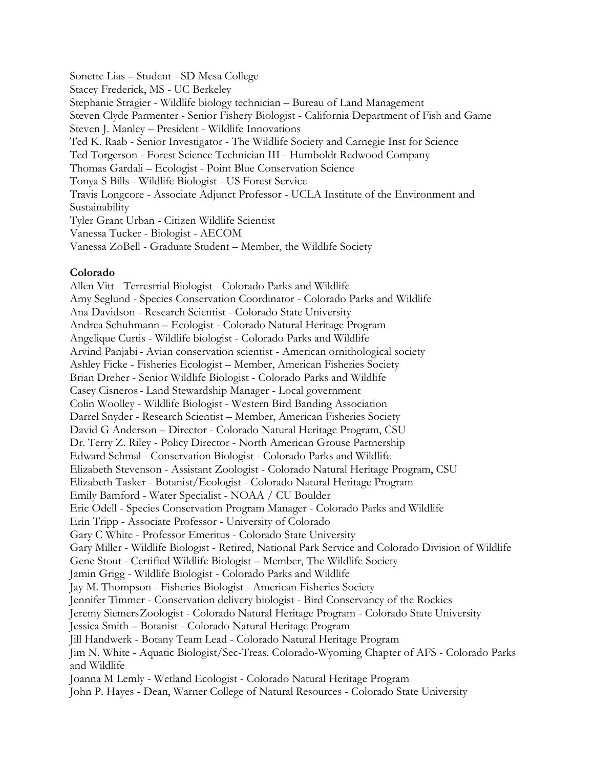Sonette Lias – Student - SD Mesa College
Stacey Frederick, MS - UC Berkeley
Stephanie Stragier - Wildlife biology technician – Bureau of Land Management
Steven Clyde Parmenter - Senior Fishery Biologist - California Department of Fish and Game
Steven J. Manley – President - Wildlife Innovations
Ted K. Raab - Senior Investigator - The Wildlife Society and Carnegie Inst for Science
Ted Torgerson - Forest Science Technician III - Humboldt Redwood Company
Thomas Gardali – Ecologist - Point Blue Conservation Science
Tonya S Bills - Wildlife Biologist - US Forest Service
Travis Longcore - Associate Adjunct Professor - UCLA Institute of the Environment and Sustainability
Tyler Grant Urban - Citizen Wildlife Scientist
Vanessa Tucker - Biologist - AECOM
Vanessa ZoBell - Graduate Student – Member, the Wildlife Society

**Colorado**

Allen Vitt - Terrestrial Biologist - Colorado Parks and Wildlife
Amy Seglund - Species Conservation Coordinator - Colorado Parks and Wildlife
Ana Davidson - Research Scientist - Colorado State University
Andrea Schuhmann – Ecologist - Colorado Natural Heritage Program
Angelique Curtis - Wildlife biologist - Colorado Parks and Wildlife
Arvind Panjabi - Avian conservation scientist - American ornithological society
Ashley Ficke - Fisheries Ecologist – Member, American Fisheries Society
Brian Dreher - Senior Wildlife Biologist - Colorado Parks and Wildlife
Casey Cisneros - Land Stewardship Manager - Local government
Colin Woolley - Wildlife Biologist - Western Bird Banding Association
Darrel Snyder - Research Scientist – Member, American Fisheries Society
David G Anderson – Director - Colorado Natural Heritage Program, CSU
Dr. Terry Z. Riley - Policy Director - North American Grouse Partnership
Edward Schmal - Conservation Biologist - Colorado Parks and Wildlife
Elizabeth Stevenson - Assistant Zoologist - Colorado Natural Heritage Program, CSU
Elizabeth Tasker - Botanist/Ecologist - Colorado Natural Heritage Program
Emily Bamford - Water Specialist - NOAA / CU Boulder
Eric Odell - Species Conservation Program Manager - Colorado Parks and Wildlife
Erin Tripp - Associate Professor - University of Colorado
Gary C White - Professor Emeritus - Colorado State University
Gary Miller - Wildlife Biologist - Retired, National Park Service and Colorado Division of Wildlife
Gene Stout - Certified Wildlife Biologist – Member, The Wildlife Society
Jamin Grigg - Wildlife Biologist - Colorado Parks and Wildlife
Jay M. Thompson - Fisheries Biologist - American Fisheries Society
Jennifer Timmer - Conservation delivery biologist - Bird Conservancy of the Rockies
Jeremy SiemersZoologist - Colorado Natural Heritage Program - Colorado State University
Jessica Smith – Botanist - Colorado Natural Heritage Program
Jill Handwerk - Botany Team Lead - Colorado Natural Heritage Program
Jim N. White - Aquatic Biologist/Sec-Treas. Colorado-Wyoming Chapter of AFS - Colorado Parks and Wildlife
Joanna M Lemly - Wetland Ecologist - Colorado Natural Heritage Program
John P. Hayes - Dean, Warner College of Natural Resources - Colorado State University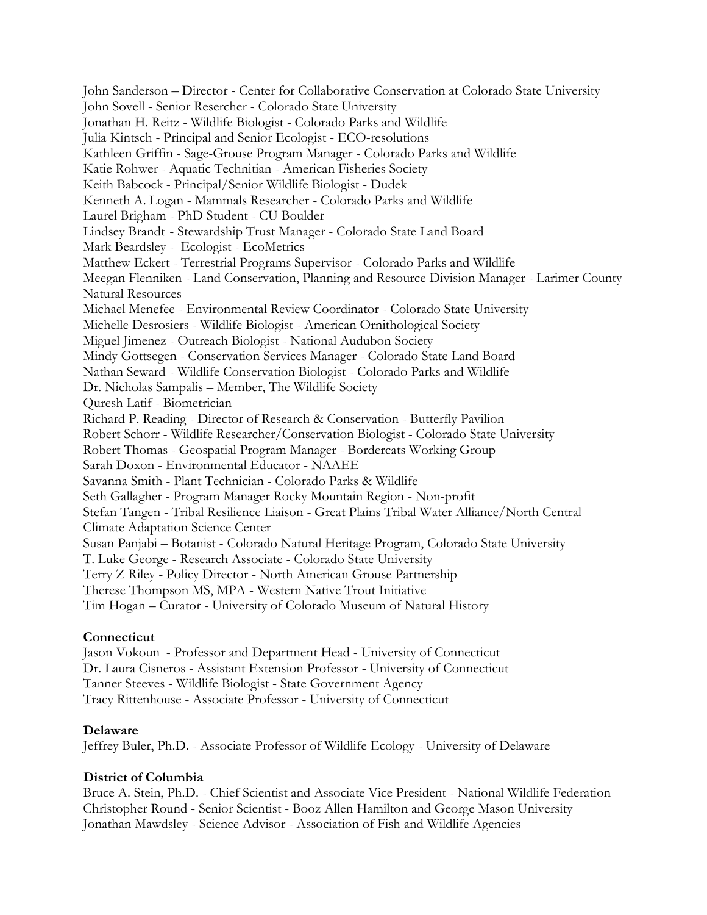John Sanderson – Director - Center for Collaborative Conservation at Colorado State University
John Sovell - Senior Rsercher - Colorado State University
Jonathan H. Reitz - Wildlife Biologist - Colorado Parks and Wildlife
Julia Kintsch - Principal and Senior Ecologist - ECO-resolutions
Kathleen Griffin - Sage-Grouse Program Manager - Colorado Parks and Wildlife
Katie Rohwer - Aquatic Technitian - American Fisheries Society
Keith Babcock - Principal/Senior Wildlife Biologist - Dudek
Kenneth A. Logan - Mammals Researcher - Colorado Parks and Wildlife
Laurel Brigham - PhD Student - CU Boulder
Lindsey Brandt - Stewardship Trust Manager - Colorado State Land Board
Mark Beardsley - Ecologist - EcoMetrics
Matthew Eckert - Terrestrial Programs Supervisor - Colorado Parks and Wildlife
Meegan Flenniken - Land Conservation, Planning and Resource Division Manager - Larimer County Natural Resources
Michael Menefee - Environmental Review Coordinator - Colorado State University
Michelle Desrosiers - Wildlife Biologist - American Ornithological Society
Miguel Jimenez - Outreach Biologist - National Audubon Society
Mindy Gottsegen - Conservation Services Manager - Colorado State Land Board
Nathan Seward - Wildlife Conservation Biologist - Colorado Parks and Wildlife
Dr. Nicholas Sampalis – Member, The Wildlife Society
Quresh Latif - Biometrician
Richard P. Reading - Director of Research & Conservation - Butterfly Pavilion
Robert Schorr - Wildlife Researcher/Conservation Biologist - Colorado State University
Robert Thomas - Geospatial Program Manager - Bordercats Working Group
Sarah Doxon - Environmental Educator - NAAEE
Savanna Smith - Plant Technician - Colorado Parks & Wildlife
Seth Gallagher - Program Manager Rocky Mountain Region - Non-profit
Stefan Tangen - Tribal Resilience Liaison - Great Plains Tribal Water Alliance/North Central Climate Adaptation Science Center
Susan Panjabi – Botanist - Colorado Natural Heritage Program, Colorado State University
T. Luke George - Research Associate - Colorado State University
Terry Z Riley - Policy Director - North American Grouse Partnership
Therese Thompson MS, MPA - Western Native Trout Initiative
Tim Hogan – Curator - University of Colorado Museum of Natural History

**Connecticut**

Jason Vokoun - Professor and Department Head - University of Connecticut
Dr. Laura Cisneros - Assistant Extension Professor - University of Connecticut
Tanner Steeves - Wildlife Biologist - State Government Agency
Tracy Rittenhouse - Associate Professor - University of Connecticut

**Delaware**

Jeffrey Buler, Ph.D. - Associate Professor of Wildlife Ecology - University of Delaware

**District of Columbia**

Bruce A. Stein, Ph.D. - Chief Scientist and Associate Vice President - National Wildlife Federation
Christopher Round - Senior Scientist - Booz Allen Hamilton and George Mason University
Jonathan Mawdsley - Science Advisor - Association of Fish and Wildlife Agencies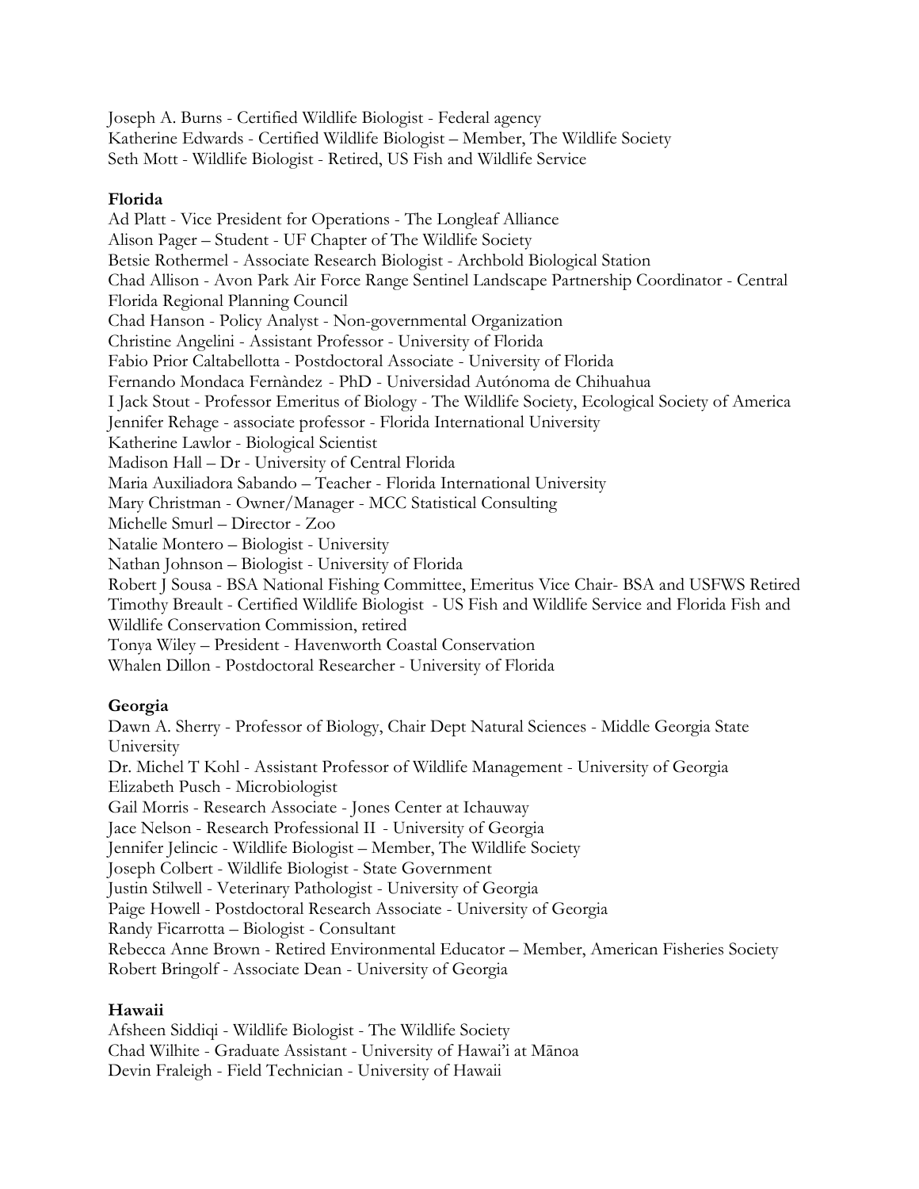Joseph A. Burns - Certified Wildlife Biologist - Federal agency
Katherine Edwards - Certified Wildlife Biologist – Member, The Wildlife Society
Seth Mott - Wildlife Biologist - Retired, US Fish and Wildlife Service

**Florida**

Ad Platt - Vice President for Operations - The Longleaf Alliance
Alison Pager – Student - UF Chapter of The Wildlife Society
Betsie Rothermel - Associate Research Biologist - Archbold Biological Station
Chad Allison - Avon Park Air Force Range Sentinel Landscape Partnership Coordinator - Central Florida Regional Planning Council
Chad Hanson - Policy Analyst - Non-governmental Organization
Christine Angelini - Assistant Professor - University of Florida
Fabio Prior Caltabellotta - Postdoctoral Associate - University of Florida
Fernando Mondaca Fernàndez - PhD - Universidad Autónoma de Chihuahua
I Jack Stout - Professor Emeritus of Biology - The Wildlife Society, Ecological Society of America
Jennifer Rehage - associate professor - Florida International University
Katherine Lawlor - Biological Scientist
Madison Hall – Dr - University of Central Florida
Maria Auxiliadora Sabando – Teacher - Florida International University
Mary Christman - Owner/Manager - MCC Statistical Consulting
Michelle Smurl – Director - Zoo
Natalie Montero – Biologist - University
Nathan Johnson – Biologist - University of Florida
Robert J Sousa - BSA National Fishing Committee, Emeritus Vice Chair- BSA and USFWS Retired
Timothy Breault - Certified Wildlife Biologist - US Fish and Wildlife Service and Florida Fish and Wildlife Conservation Commission, retired
Tonya Wiley – President - Havenworth Coastal Conservation
Whalen Dillon - Postdoctoral Researcher - University of Florida

**Georgia**

Dawn A. Sherry - Professor of Biology, Chair Dept Natural Sciences - Middle Georgia State University
Dr. Michel T Kohl - Assistant Professor of Wildlife Management - University of Georgia
Elizabeth Pusch - Microbiologist
Gail Morris - Research Associate - Jones Center at Ichauway
Jace Nelson - Research Professional II - University of Georgia
Jennifer Jelincic - Wildlife Biologist – Member, The Wildlife Society
Joseph Colbert - Wildlife Biologist - State Government
Justin Stilwell - Veterinary Pathologist - University of Georgia
Paige Howell - Postdoctoral Research Associate - University of Georgia
Randy Ficarrotta – Biologist - Consultant
Rebecca Anne Brown - Retired Environmental Educator – Member, American Fisheries Society
Robert Bringolf - Associate Dean - University of Georgia

**Hawaii**

Afsheen Siddiqi - Wildlife Biologist - The Wildlife Society
Chad Wilhite - Graduate Assistant - University of Hawai'i at Mānoa
Devin Fraleigh - Field Technician - University of Hawaii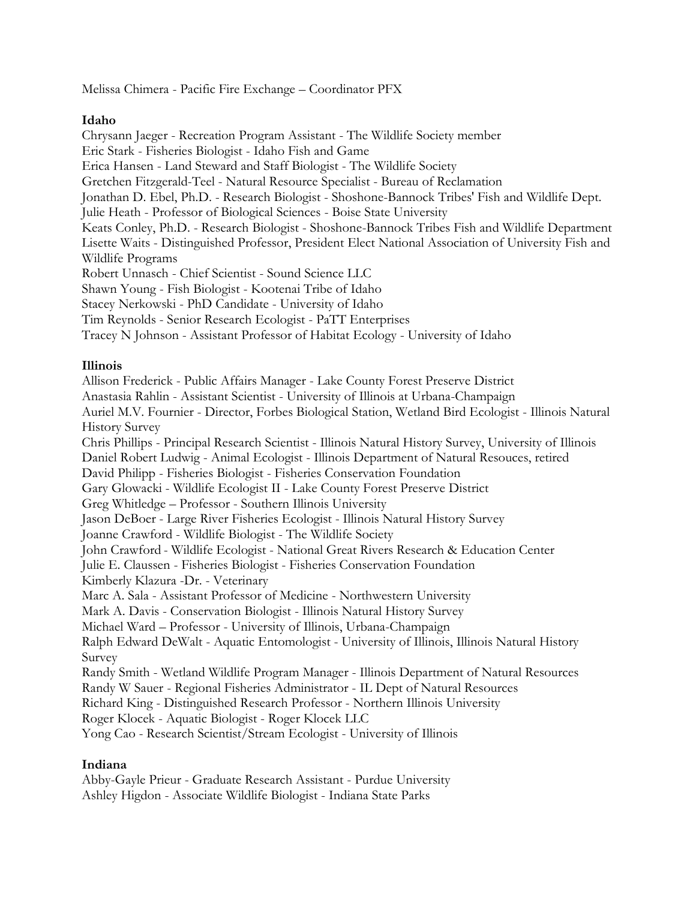Melissa Chimera - Pacific Fire Exchange – Coordinator PFX

**Idaho**

Chrysann Jaeger - Recreation Program Assistant - The Wildlife Society member
Eric Stark - Fisheries Biologist - Idaho Fish and Game
Erica Hansen - Land Steward and Staff Biologist - The Wildlife Society
Gretchen Fitzgerald-Teel - Natural Resource Specialist - Bureau of Reclamation
Jonathan D. Ebel, Ph.D. - Research Biologist - Shoshone-Bannock Tribes' Fish and Wildlife Dept.
Julie Heath - Professor of Biological Sciences - Boise State University
Keats Conley, Ph.D. - Research Biologist - Shoshone-Bannock Tribes Fish and Wildlife Department
Lisette Waits - Distinguished Professor, President Elect National Association of University Fish and Wildlife Programs
Robert Unnasch - Chief Scientist - Sound Science LLC
Shawn Young - Fish Biologist - Kootenai Tribe of Idaho
Stacey Nerkowski - PhD Candidate - University of Idaho
Tim Reynolds - Senior Research Ecologist - PaTT Enterprises
Tracey N Johnson - Assistant Professor of Habitat Ecology - University of Idaho

**Illinois**

Allison Frederick - Public Affairs Manager - Lake County Forest Preserve District
Anastasia Rahlin - Assistant Scientist - University of Illinois at Urbana-Champaign
Auriel M.V. Fournier - Director, Forbes Biological Station, Wetland Bird Ecologist - Illinois Natural History Survey
Chris Phillips - Principal Research Scientist - Illinois Natural History Survey, University of Illinois
Daniel Robert Ludwig - Animal Ecologist - Illinois Department of Natural Resouces, retired
David Philipp - Fisheries Biologist - Fisheries Conservation Foundation
Gary Glowacki - Wildlife Ecologist II - Lake County Forest Preserve District
Greg Whitledge – Professor - Southern Illinois University
Jason DeBoer - Large River Fisheries Ecologist - Illinois Natural History Survey
Joanne Crawford - Wildlife Biologist - The Wildlife Society
John Crawford - Wildlife Ecologist - National Great Rivers Research & Education Center
Julie E. Claussen - Fisheries Biologist - Fisheries Conservation Foundation
Kimberly Klazura -Dr. - Veterinary
Marc A. Sala - Assistant Professor of Medicine - Northwestern University
Mark A. Davis - Conservation Biologist - Illinois Natural History Survey
Michael Ward – Professor - University of Illinois, Urbana-Champaign
Ralph Edward DeWalt - Aquatic Entomologist - University of Illinois, Illinois Natural History Survey
Randy Smith - Wetland Wildlife Program Manager - Illinois Department of Natural Resources
Randy W Sauer - Regional Fisheries Administrator - IL Dept of Natural Resources
Richard King - Distinguished Research Professor - Northern Illinois University
Roger Klocek - Aquatic Biologist - Roger Klocek LLC
Yong Cao - Research Scientist/Stream Ecologist - University of Illinois

**Indiana**

Abby-Gayle Prieur - Graduate Research Assistant - Purdue University
Ashley Higdon - Associate Wildlife Biologist - Indiana State Parks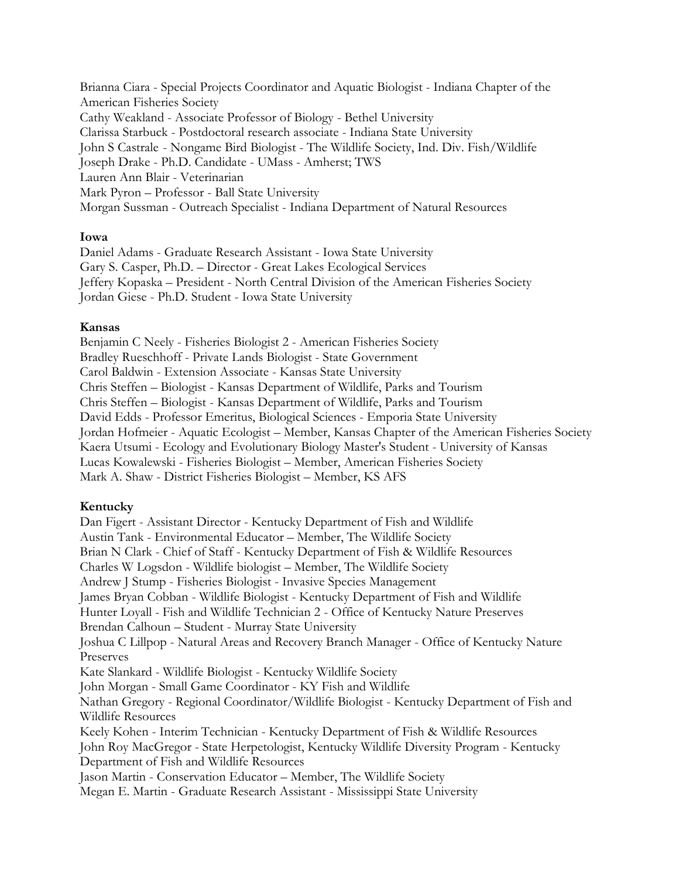Brianna Ciara - Special Projects Coordinator and Aquatic Biologist - Indiana Chapter of the American Fisheries Society
Cathy Weakland - Associate Professor of Biology - Bethel University
Clarissa Starbuck - Postdoctoral research associate - Indiana State University
John S Castrale - Nongame Bird Biologist - The Wildlife Society, Ind. Div. Fish/Wildlife
Joseph Drake - Ph.D. Candidate - UMass - Amherst; TWS
Lauren Ann Blair - Veterinarian
Mark Pyron – Professor - Ball State University
Morgan Sussman - Outreach Specialist - Indiana Department of Natural Resources

**Iowa**

Daniel Adams - Graduate Research Assistant - Iowa State University
Gary S. Casper, Ph.D. – Director - Great Lakes Ecological Services
Jeffery Kopaska – President - North Central Division of the American Fisheries Society
Jordan Giese - Ph.D. Student - Iowa State University

**Kansas**

Benjamin C Neely - Fisheries Biologist 2 - American Fisheries Society
Bradley Rueschhoff - Private Lands Biologist - State Government
Carol Baldwin - Extension Associate - Kansas State University
Chris Steffen – Biologist - Kansas Department of Wildlife, Parks and Tourism
Chris Steffen – Biologist - Kansas Department of Wildlife, Parks and Tourism
David Edds - Professor Emeritus, Biological Sciences - Emporia State University
Jordan Hofmeier - Aquatic Ecologist – Member, Kansas Chapter of the American Fisheries Society
Kaera Utsumi - Ecology and Evolutionary Biology Master's Student - University of Kansas
Lucas Kowalewski - Fisheries Biologist – Member, American Fisheries Society
Mark A. Shaw - District Fisheries Biologist – Member, KS AFS

**Kentucky**

Dan Figert - Assistant Director - Kentucky Department of Fish and Wildlife
Austin Tank - Environmental Educator – Member, The Wildlife Society
Brian N Clark - Chief of Staff - Kentucky Department of Fish & Wildlife Resources
Charles W Logsdon - Wildlife biologist – Member, The Wildlife Society
Andrew J Stump - Fisheries Biologist - Invasive Species Management
James Bryan Cobban - Wildlife Biologist - Kentucky Department of Fish and Wildlife
Hunter Loyall - Fish and Wildlife Technician 2 - Office of Kentucky Nature Preserves
Brendan Calhoun – Student - Murray State University
Joshua C Lillpop - Natural Areas and Recovery Branch Manager - Office of Kentucky Nature Preserves
Kate Slankard - Wildlife Biologist - Kentucky Wildlife Society
John Morgan - Small Game Coordinator - KY Fish and Wildlife
Nathan Gregory - Regional Coordinator/Wildlife Biologist - Kentucky Department of Fish and Wildlife Resources
Keely Kohen - Interim Technician - Kentucky Department of Fish & Wildlife Resources
John Roy MacGregor - State Herpetologist, Kentucky Wildlife Diversity Program - Kentucky Department of Fish and Wildlife Resources
Jason Martin - Conservation Educator – Member, The Wildlife Society
Megan E. Martin - Graduate Research Assistant - Mississippi State University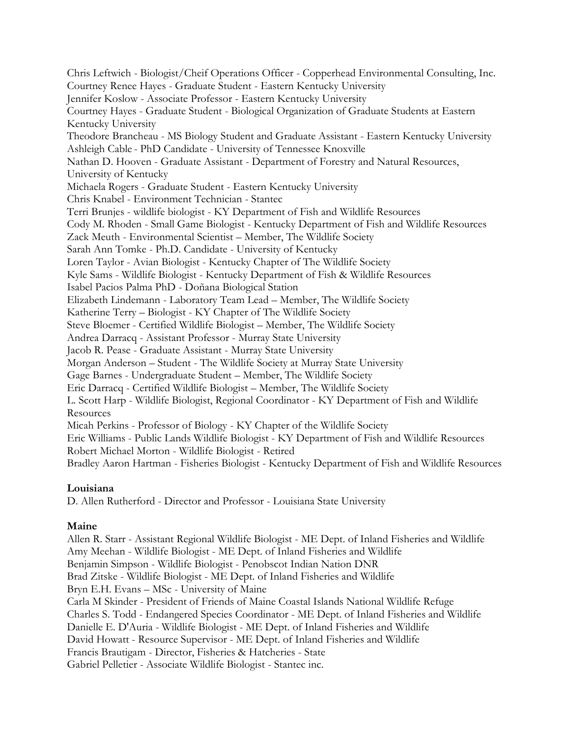Chris Leftwich - Biologist/Cheif Operations Officer - Copperhead Environmental Consulting, Inc.
Courtney Renee Hayes - Graduate Student - Eastern Kentucky University
Jennifer Koslow - Associate Professor - Eastern Kentucky University
Courtney Hayes - Graduate Student - Biological Organization of Graduate Students at Eastern Kentucky University
Theodore Brancheau - MS Biology Student and Graduate Assistant - Eastern Kentucky University
Ashleigh Cable - PhD Candidate - University of Tennessee Knoxville
Nathan D. Hooven - Graduate Assistant - Department of Forestry and Natural Resources, University of Kentucky
Michaela Rogers - Graduate Student - Eastern Kentucky University
Chris Knabel - Environment Technician - Stantec
Terri Brunjes - wildlife biologist - KY Department of Fish and Wildlife Resources
Cody M. Rhoden - Small Game Biologist - Kentucky Department of Fish and Wildlife Resources
Zack Meuth - Environmental Scientist – Member, The Wildlife Society
Sarah Ann Tomke - Ph.D. Candidate - University of Kentucky
Loren Taylor - Avian Biologist - Kentucky Chapter of The Wildlife Society
Kyle Sams - Wildlife Biologist - Kentucky Department of Fish & Wildlife Resources
Isabel Pacios Palma PhD - Doñana Biological Station
Elizabeth Lindemann - Laboratory Team Lead – Member, The Wildlife Society
Katherine Terry – Biologist - KY Chapter of The Wildlife Society
Steve Bloemer - Certified Wildlife Biologist – Member, The Wildlife Society
Andrea Darracq - Assistant Professor - Murray State University
Jacob R. Pease - Graduate Assistant - Murray State University
Morgan Anderson – Student - The Wildlife Society at Murray State University
Gage Barnes - Undergraduate Student – Member, The Wildlife Society
Eric Darracq - Certified Wildlife Biologist – Member, The Wildlife Society
L. Scott Harp - Wildlife Biologist, Regional Coordinator - KY Department of Fish and Wildlife Resources
Micah Perkins - Professor of Biology - KY Chapter of the Wildlife Society
Eric Williams - Public Lands Wildlife Biologist - KY Department of Fish and Wildlife Resources
Robert Michael Morton - Wildlife Biologist - Retired
Bradley Aaron Hartman - Fisheries Biologist - Kentucky Department of Fish and Wildlife Resources

**Louisiana**

D. Allen Rutherford - Director and Professor - Louisiana State University

**Maine**

Allen R. Starr - Assistant Regional Wildlife Biologist - ME Dept. of Inland Fisheries and Wildlife
Amy Meehan - Wildlife Biologist - ME Dept. of Inland Fisheries and Wildlife
Benjamin Simpson - Wildlife Biologist - Penobscot Indian Nation DNR
Brad Zitske - Wildlife Biologist - ME Dept. of Inland Fisheries and Wildlife
Bryn E.H. Evans – MSc - University of Maine
Carla M Skinder - President of Friends of Maine Coastal Islands National Wildlife Refuge
Charles S. Todd - Endangered Species Coordinator - ME Dept. of Inland Fisheries and Wildlife
Danielle E. D'Auria - Wildlife Biologist - ME Dept. of Inland Fisheries and Wildlife
David Howatt - Resource Supervisor - ME Dept. of Inland Fisheries and Wildlife
Francis Brautigam - Director, Fisheries & Hatcheries - State
Gabriel Pelletier - Associate Wildlife Biologist - Stantec inc.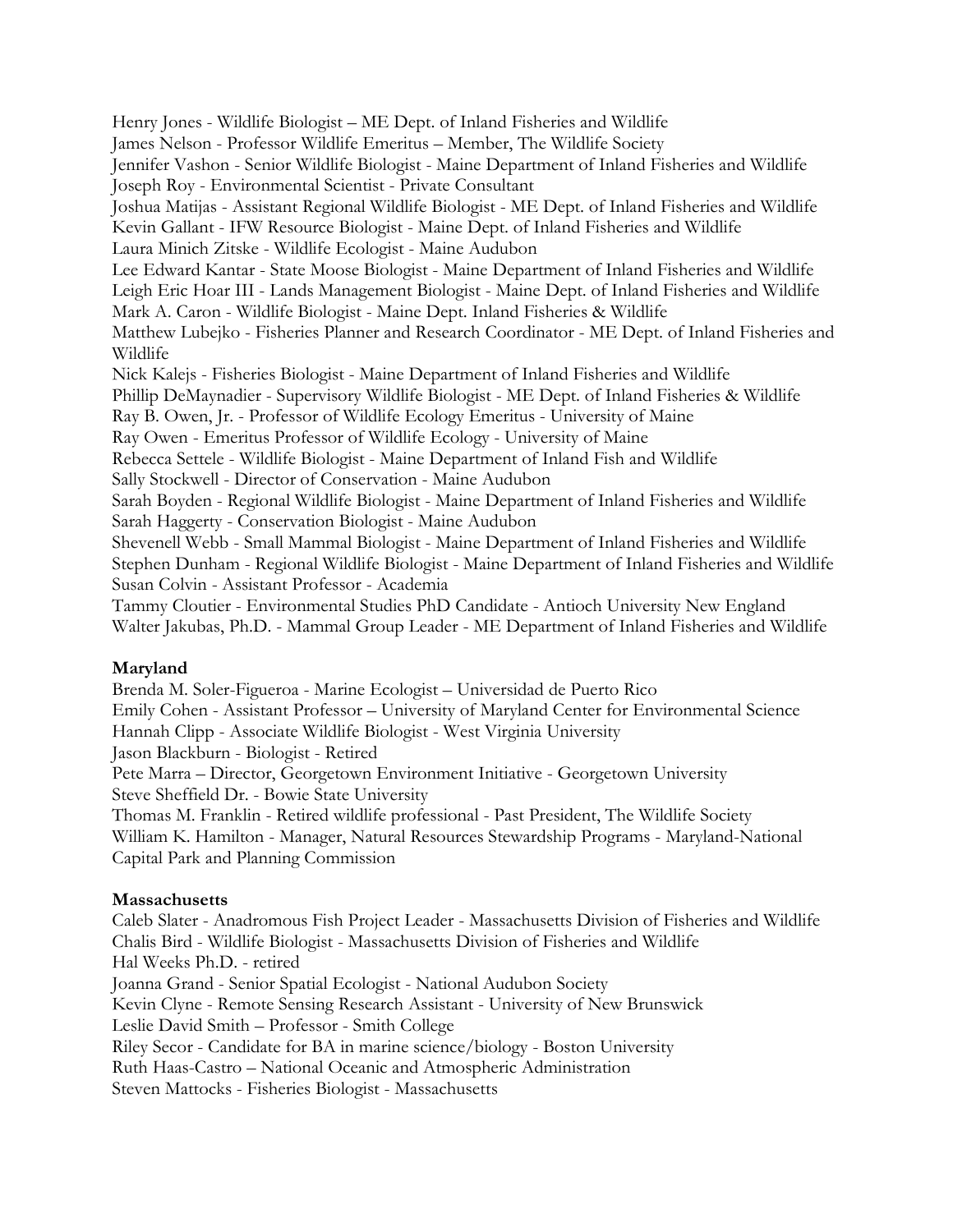Henry Jones - Wildlife Biologist – ME Dept. of Inland Fisheries and Wildlife
James Nelson - Professor Wildlife Emeritus – Member, The Wildlife Society
Jennifer Vashon - Senior Wildlife Biologist - Maine Department of Inland Fisheries and Wildlife
Joseph Roy - Environmental Scientist - Private Consultant
Joshua Matijas - Assistant Regional Wildlife Biologist - ME Dept. of Inland Fisheries and Wildlife
Kevin Gallant - IFW Resource Biologist - Maine Dept. of Inland Fisheries and Wildlife
Laura Minich Zitske - Wildlife Ecologist - Maine Audubon
Lee Edward Kantar - State Moose Biologist - Maine Department of Inland Fisheries and Wildlife
Leigh Eric Hoar III - Lands Management Biologist - Maine Dept. of Inland Fisheries and Wildlife
Mark A. Caron - Wildlife Biologist - Maine Dept. Inland Fisheries & Wildlife
Matthew Lubejko - Fisheries Planner and Research Coordinator - ME Dept. of Inland Fisheries and Wildlife
Nick Kalejs - Fisheries Biologist - Maine Department of Inland Fisheries and Wildlife
Phillip DeMaynadier - Supervisory Wildlife Biologist - ME Dept. of Inland Fisheries & Wildlife
Ray B. Owen, Jr. - Professor of Wildlife Ecology Emeritus - University of Maine
Ray Owen - Emeritus Professor of Wildlife Ecology - University of Maine
Rebecca Settele - Wildlife Biologist - Maine Department of Inland Fish and Wildlife
Sally Stockwell - Director of Conservation - Maine Audubon
Sarah Boyden - Regional Wildlife Biologist - Maine Department of Inland Fisheries and Wildlife
Sarah Haggerty - Conservation Biologist - Maine Audubon
Shevenell Webb - Small Mammal Biologist - Maine Department of Inland Fisheries and Wildlife
Stephen Dunham - Regional Wildlife Biologist - Maine Department of Inland Fisheries and Wildlife
Susan Colvin - Assistant Professor - Academia
Tammy Cloutier - Environmental Studies PhD Candidate - Antioch University New England
Walter Jakubas, Ph.D. - Mammal Group Leader - ME Department of Inland Fisheries and Wildlife

**Maryland**

Brenda M. Soler-Figueroa - Marine Ecologist – Universidad de Puerto Rico
Emily Cohen - Assistant Professor – University of Maryland Center for Environmental Science
Hannah Clipp - Associate Wildlife Biologist - West Virginia University
Jason Blackburn - Biologist - Retired
Pete Marra – Director, Georgetown Environment Initiative - Georgetown University
Steve Sheffield Dr. - Bowie State University
Thomas M. Franklin - Retired wildlife professional - Past President, The Wildlife Society
William K. Hamilton - Manager, Natural Resources Stewardship Programs - Maryland-National Capital Park and Planning Commission

**Massachusetts**

Caleb Slater - Anadromous Fish Project Leader - Massachusetts Division of Fisheries and Wildlife
Chalis Bird - Wildlife Biologist - Massachusetts Division of Fisheries and Wildlife
Hal Weeks Ph.D. - retired
Joanna Grand - Senior Spatial Ecologist - National Audubon Society
Kevin Clyne - Remote Sensing Research Assistant - University of New Brunswick
Leslie David Smith – Professor - Smith College
Riley Secor - Candidate for BA in marine science/biology - Boston University
Ruth Haas-Castro – National Oceanic and Atmospheric Administration
Steven Mattocks - Fisheries Biologist - Massachusetts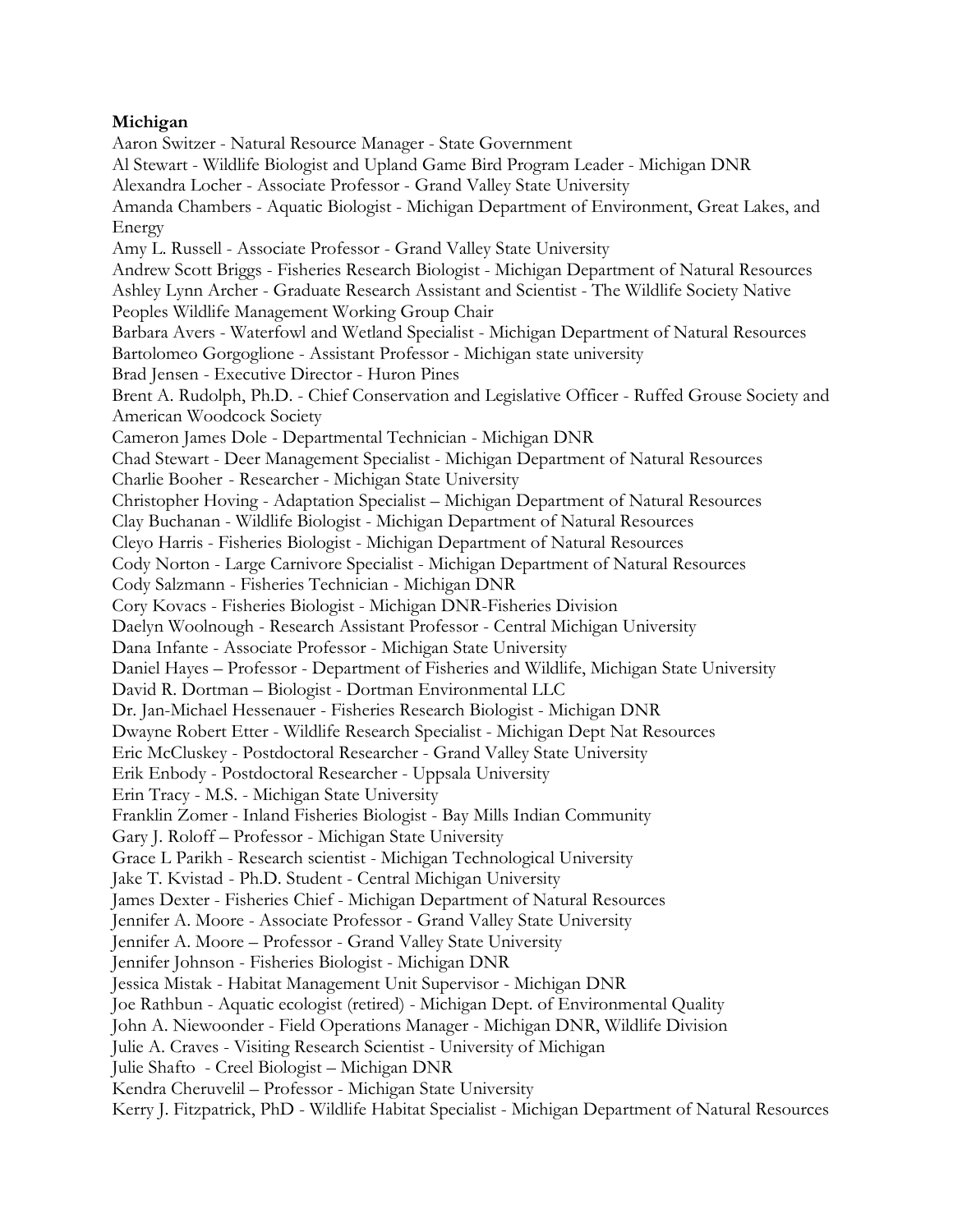**Michigan**

Aaron Switzer - Natural Resource Manager - State Government
Al Stewart - Wildlife Biologist and Upland Game Bird Program Leader - Michigan DNR
Alexandra Locher - Associate Professor - Grand Valley State University
Amanda Chambers - Aquatic Biologist - Michigan Department of Environment, Great Lakes, and Energy
Amy L. Russell - Associate Professor - Grand Valley State University
Andrew Scott Briggs - Fisheries Research Biologist - Michigan Department of Natural Resources
Ashley Lynn Archer - Graduate Research Assistant and Scientist - The Wildlife Society Native Peoples Wildlife Management Working Group Chair
Barbara Avers - Waterfowl and Wetland Specialist - Michigan Department of Natural Resources
Bartolomeo Gorgoglione - Assistant Professor - Michigan state university
Brad Jensen - Executive Director - Huron Pines
Brent A. Rudolph, Ph.D. - Chief Conservation and Legislative Officer - Ruffed Grouse Society and American Woodcock Society
Cameron James Dole - Departmental Technician - Michigan DNR
Chad Stewart - Deer Management Specialist - Michigan Department of Natural Resources
Charlie Booher - Researcher - Michigan State University
Christopher Hoving - Adaptation Specialist – Michigan Department of Natural Resources
Clay Buchanan - Wildlife Biologist - Michigan Department of Natural Resources
Cleyo Harris - Fisheries Biologist - Michigan Department of Natural Resources
Cody Norton - Large Carnivore Specialist - Michigan Department of Natural Resources
Cody Salzmann - Fisheries Technician - Michigan DNR
Cory Kovacs - Fisheries Biologist - Michigan DNR-Fisheries Division
Daelyn Woolnough - Research Assistant Professor - Central Michigan University
Dana Infante - Associate Professor - Michigan State University
Daniel Hayes – Professor - Department of Fisheries and Wildlife, Michigan State University
David R. Dortman – Biologist - Dortman Environmental LLC
Dr. Jan-Michael Hessenauer - Fisheries Research Biologist - Michigan DNR
Dwayne Robert Etter - Wildlife Research Specialist - Michigan Dept Nat Resources
Eric McCluskey - Postdoctoral Researcher - Grand Valley State University
Erik Enbody - Postdoctoral Researcher - Uppsala University
Erin Tracy - M.S. - Michigan State University
Franklin Zomer - Inland Fisheries Biologist - Bay Mills Indian Community
Gary J. Roloff – Professor - Michigan State University
Grace L Parikh - Research scientist - Michigan Technological University
Jake T. Kvistad - Ph.D. Student - Central Michigan University
James Dexter - Fisheries Chief - Michigan Department of Natural Resources
Jennifer A. Moore - Associate Professor - Grand Valley State University
Jennifer A. Moore – Professor - Grand Valley State University
Jennifer Johnson - Fisheries Biologist - Michigan DNR
Jessica Mistak - Habitat Management Unit Supervisor - Michigan DNR
Joe Rathbun - Aquatic ecologist (retired) - Michigan Dept. of Environmental Quality
John A. Niewoonder - Field Operations Manager - Michigan DNR, Wildlife Division
Julie A. Craves - Visiting Research Scientist - University of Michigan
Julie Shafto - Creel Biologist – Michigan DNR
Kendra Cheruvelil – Professor - Michigan State University
Kerry J. Fitzpatrick, PhD - Wildlife Habitat Specialist - Michigan Department of Natural Resources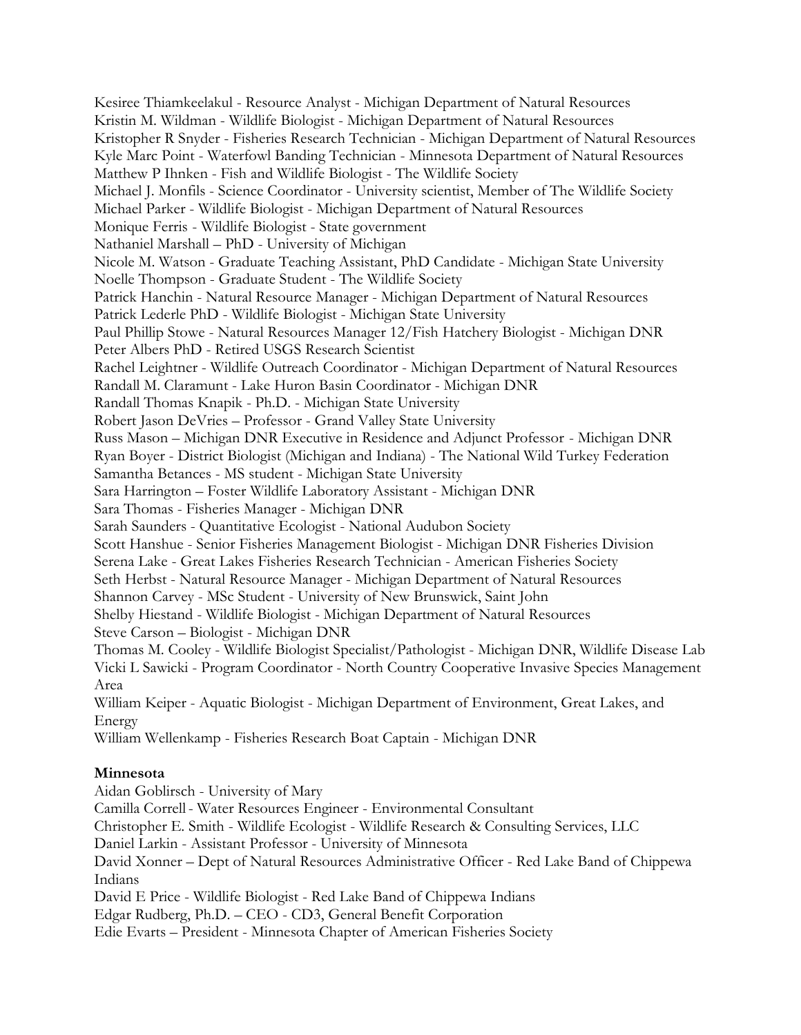Kesiree Thiamkeelakul - Resource Analyst - Michigan Department of Natural Resources
Kristin M. Wildman - Wildlife Biologist - Michigan Department of Natural Resources
Kristopher R Snyder - Fisheries Research Technician - Michigan Department of Natural Resources
Kyle Marc Point - Waterfowl Banding Technician - Minnesota Department of Natural Resources
Matthew P Ihnken - Fish and Wildlife Biologist - The Wildlife Society
Michael J. Monfils - Science Coordinator - University scientist, Member of The Wildlife Society
Michael Parker - Wildlife Biologist - Michigan Department of Natural Resources
Monique Ferris - Wildlife Biologist - State government
Nathaniel Marshall – PhD - University of Michigan
Nicole M. Watson - Graduate Teaching Assistant, PhD Candidate - Michigan State University
Noelle Thompson - Graduate Student - The Wildlife Society
Patrick Hanchin - Natural Resource Manager - Michigan Department of Natural Resources
Patrick Lederle PhD - Wildlife Biologist - Michigan State University
Paul Phillip Stowe - Natural Resources Manager 12/Fish Hatchery Biologist - Michigan DNR
Peter Albers PhD - Retired USGS Research Scientist
Rachel Leightner - Wildlife Outreach Coordinator - Michigan Department of Natural Resources
Randall M. Claramunt - Lake Huron Basin Coordinator - Michigan DNR
Randall Thomas Knapik - Ph.D. - Michigan State University
Robert Jason DeVries – Professor - Grand Valley State University
Russ Mason – Michigan DNR Executive in Residence and Adjunct Professor - Michigan DNR
Ryan Boyer - District Biologist (Michigan and Indiana) - The National Wild Turkey Federation
Samantha Betances - MS student - Michigan State University
Sara Harrington – Foster Wildlife Laboratory Assistant - Michigan DNR
Sara Thomas - Fisheries Manager - Michigan DNR
Sarah Saunders - Quantitative Ecologist - National Audubon Society
Scott Hanshue - Senior Fisheries Management Biologist - Michigan DNR Fisheries Division
Serena Lake - Great Lakes Fisheries Research Technician - American Fisheries Society
Seth Herbst - Natural Resource Manager - Michigan Department of Natural Resources
Shannon Carvey - MSc Student - University of New Brunswick, Saint John
Shelby Hiestand - Wildlife Biologist - Michigan Department of Natural Resources
Steve Carson – Biologist - Michigan DNR
Thomas M. Cooley - Wildlife Biologist Specialist/Pathologist - Michigan DNR, Wildlife Disease Lab
Vicki L Sawicki - Program Coordinator - North Country Cooperative Invasive Species Management Area
William Keiper - Aquatic Biologist - Michigan Department of Environment, Great Lakes, and Energy
William Wellenkamp - Fisheries Research Boat Captain - Michigan DNR

**Minnesota**

Aidan Goblirsch - University of Mary
Camilla Correll - Water Resources Engineer - Environmental Consultant
Christopher E. Smith - Wildlife Ecologist - Wildlife Research & Consulting Services, LLC
Daniel Larkin - Assistant Professor - University of Minnesota
David Xonner – Dept of Natural Resources Administrative Officer - Red Lake Band of Chippewa Indians
David E Price - Wildlife Biologist - Red Lake Band of Chippewa Indians
Edgar Rudberg, Ph.D. – CEO - CD3, General Benefit Corporation
Edie Evarts – President - Minnesota Chapter of American Fisheries Society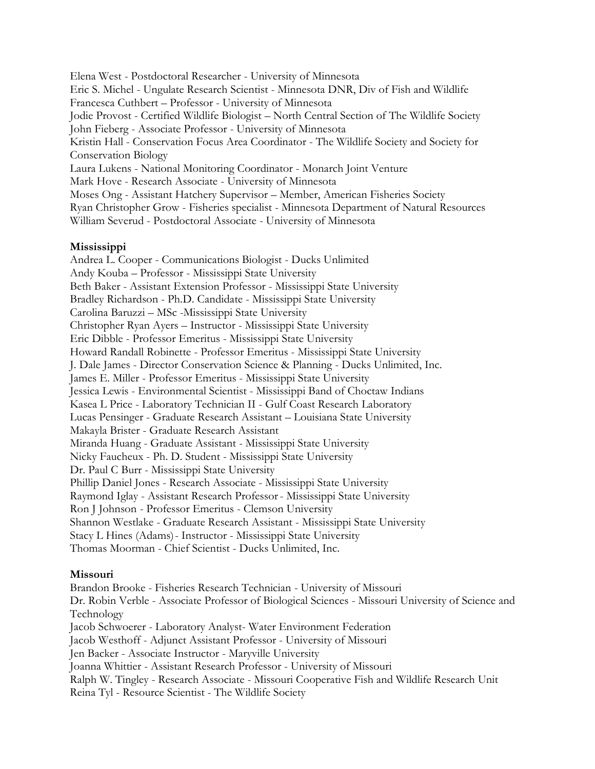Elena West - Postdoctoral Researcher - University of Minnesota
Eric S. Michel - Ungulate Research Scientist - Minnesota DNR, Div of Fish and Wildlife
Francesca Cuthbert – Professor - University of Minnesota
Jodie Provost - Certified Wildlife Biologist – North Central Section of The Wildlife Society
John Fieberg - Associate Professor - University of Minnesota
Kristin Hall - Conservation Focus Area Coordinator - The Wildlife Society and Society for Conservation Biology
Laura Lukens - National Monitoring Coordinator - Monarch Joint Venture
Mark Hove - Research Associate - University of Minnesota
Moses Ong - Assistant Hatchery Supervisor – Member, American Fisheries Society
Ryan Christopher Grow - Fisheries specialist - Minnesota Department of Natural Resources
William Severud - Postdoctoral Associate - University of Minnesota

**Mississippi**
Andrea L. Cooper - Communications Biologist - Ducks Unlimited
Andy Kouba – Professor - Mississippi State University
Beth Baker - Assistant Extension Professor - Mississippi State University
Bradley Richardson - Ph.D. Candidate - Mississippi State University
Carolina Baruzzi – MSc -Mississippi State University
Christopher Ryan Ayers – Instructor - Mississippi State University
Eric Dibble - Professor Emeritus - Mississippi State University
Howard Randall Robinette - Professor Emeritus - Mississippi State University
J. Dale James - Director Conservation Science & Planning - Ducks Unlimited, Inc.
James E. Miller - Professor Emeritus - Mississippi State University
Jessica Lewis - Environmental Scientist - Mississippi Band of Choctaw Indians
Kasea L Price - Laboratory Technician II - Gulf Coast Research Laboratory
Lucas Pensinger - Graduate Research Assistant – Louisiana State University
Makayla Brister - Graduate Research Assistant
Miranda Huang - Graduate Assistant - Mississippi State University
Nicky Faucheux - Ph. D. Student - Mississippi State University
Dr. Paul C Burr - Mississippi State University
Phillip Daniel Jones - Research Associate - Mississippi State University
Raymond Iglay - Assistant Research Professor - Mississippi State University
Ron J Johnson - Professor Emeritus - Clemson University
Shannon Westlake - Graduate Research Assistant - Mississippi State University
Stacy L Hines (Adams) - Instructor - Mississippi State University
Thomas Moorman - Chief Scientist - Ducks Unlimited, Inc.

**Missouri**
Brandon Brooke - Fisheries Research Technician - University of Missouri
Dr. Robin Verble - Associate Professor of Biological Sciences - Missouri University of Science and Technology
Jacob Schwoerer - Laboratory Analyst- Water Environment Federation
Jacob Westhoff - Adjunct Assistant Professor - University of Missouri
Jen Backer - Associate Instructor - Maryville University
Joanna Whittier - Assistant Research Professor - University of Missouri
Ralph W. Tingley - Research Associate - Missouri Cooperative Fish and Wildlife Research Unit
Reina Tyl - Resource Scientist - The Wildlife Society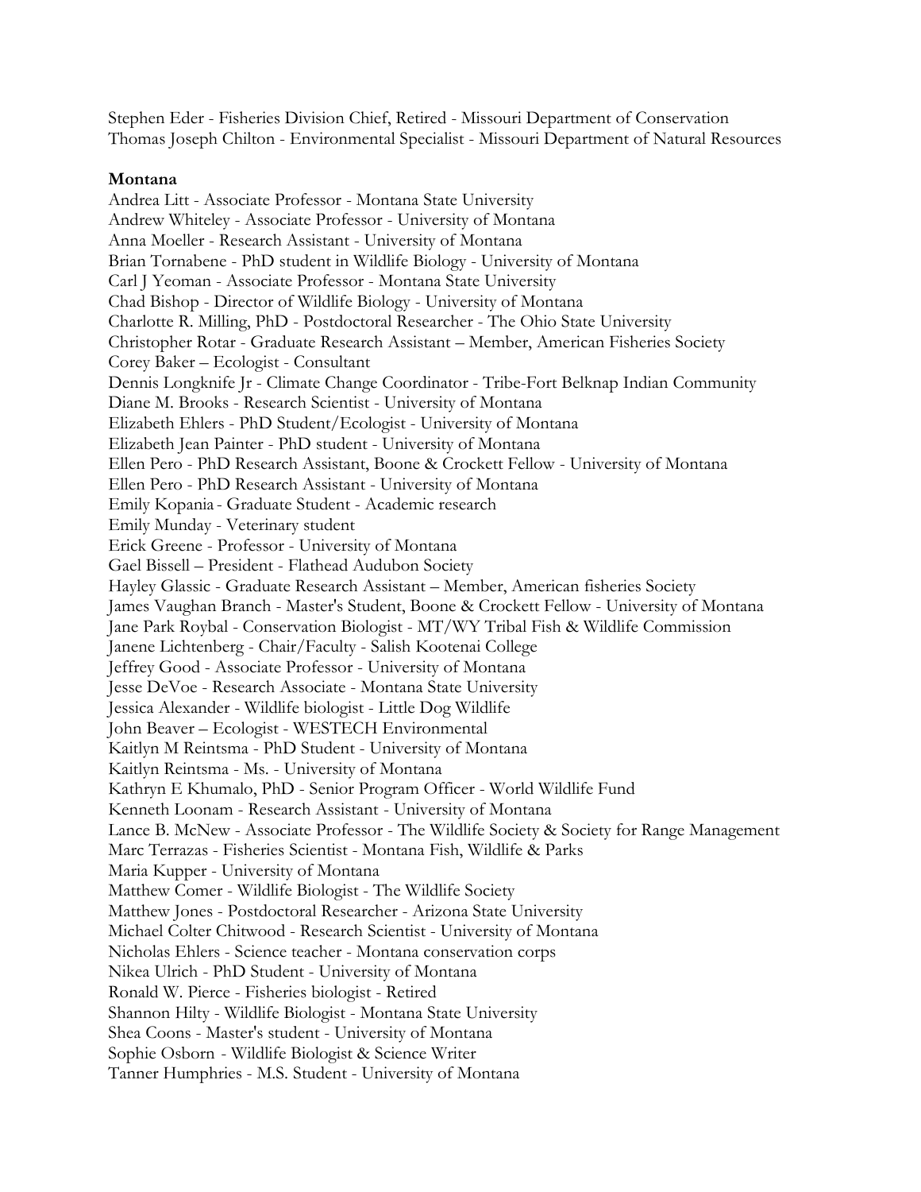Stephen Eder - Fisheries Division Chief, Retired - Missouri Department of Conservation
Thomas Joseph Chilton - Environmental Specialist - Missouri Department of Natural Resources

**Montana**

Andrea Litt - Associate Professor - Montana State University
Andrew Whiteley - Associate Professor - University of Montana
Anna Moeller - Research Assistant - University of Montana
Brian Tornabene - PhD student in Wildlife Biology - University of Montana
Carl J Yeoman - Associate Professor - Montana State University
Chad Bishop - Director of Wildlife Biology - University of Montana
Charlotte R. Milling, PhD - Postdoctoral Researcher - The Ohio State University
Christopher Rotar - Graduate Research Assistant – Member, American Fisheries Society
Corey Baker – Ecologist - Consultant
Dennis Longknife Jr - Climate Change Coordinator - Tribe-Fort Belknap Indian Community
Diane M. Brooks - Research Scientist - University of Montana
Elizabeth Ehlers - PhD Student/Ecologist - University of Montana
Elizabeth Jean Painter - PhD student - University of Montana
Ellen Pero - PhD Research Assistant, Boone & Crockett Fellow - University of Montana
Ellen Pero - PhD Research Assistant - University of Montana
Emily Kopania - Graduate Student - Academic research
Emily Munday - Veterinary student
Erick Greene - Professor - University of Montana
Gael Bissell – President - Flathead Audubon Society
Hayley Glassic - Graduate Research Assistant – Member, American fisheries Society
James Vaughan Branch - Master's Student, Boone & Crockett Fellow - University of Montana
Jane Park Roybal - Conservation Biologist - MT/WY Tribal Fish & Wildlife Commission
Janene Lichtenberg - Chair/Faculty - Salish Kootenai College
Jeffrey Good - Associate Professor - University of Montana
Jesse DeVoe - Research Associate - Montana State University
Jessica Alexander - Wildlife biologist - Little Dog Wildlife
John Beaver – Ecologist - WESTECH Environmental
Kaitlyn M Reintsma - PhD Student - University of Montana
Kaitlyn Reintsma - Ms. - University of Montana
Kathryn E Khumalo, PhD - Senior Program Officer - World Wildlife Fund
Kenneth Loonam - Research Assistant - University of Montana
Lance B. McNew - Associate Professor - The Wildlife Society & Society for Range Management
Marc Terrazas - Fisheries Scientist - Montana Fish, Wildlife & Parks
Maria Kupper - University of Montana
Matthew Comer - Wildlife Biologist - The Wildlife Society
Matthew Jones - Postdoctoral Researcher - Arizona State University
Michael Colter Chitwood - Research Scientist - University of Montana
Nicholas Ehlers - Science teacher - Montana conservation corps
Nikea Ulrich - PhD Student - University of Montana
Ronald W. Pierce - Fisheries biologist - Retired
Shannon Hilty - Wildlife Biologist - Montana State University
Shea Coons - Master's student - University of Montana
Sophie Osborn - Wildlife Biologist & Science Writer
Tanner Humphries - M.S. Student - University of Montana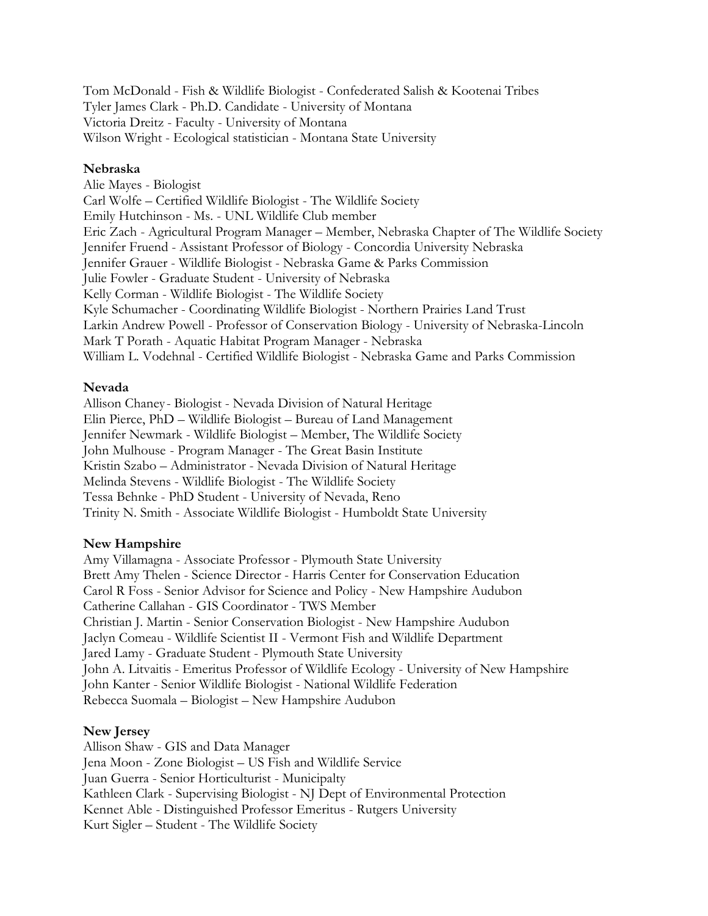Tom McDonald - Fish & Wildlife Biologist - Confederated Salish & Kootenai Tribes
Tyler James Clark - Ph.D. Candidate - University of Montana
Victoria Dreitz - Faculty - University of Montana
Wilson Wright - Ecological statistician - Montana State University

**Nebraska**

Alie Mayes - Biologist
Carl Wolfe – Certified Wildlife Biologist - The Wildlife Society
Emily Hutchinson - Ms. - UNL Wildlife Club member
Eric Zach - Agricultural Program Manager – Member, Nebraska Chapter of The Wildlife Society
Jennifer Fruend - Assistant Professor of Biology - Concordia University Nebraska
Jennifer Grauer - Wildlife Biologist - Nebraska Game & Parks Commission
Julie Fowler - Graduate Student - University of Nebraska
Kelly Corman - Wildlife Biologist - The Wildlife Society
Kyle Schumacher - Coordinating Wildlife Biologist - Northern Prairies Land Trust
Larkin Andrew Powell - Professor of Conservation Biology - University of Nebraska-Lincoln
Mark T Porath - Aquatic Habitat Program Manager - Nebraska
William L. Vodehnal - Certified Wildlife Biologist - Nebraska Game and Parks Commission

**Nevada**

Allison Chaney - Biologist - Nevada Division of Natural Heritage
Elin Pierce, PhD – Wildlife Biologist – Bureau of Land Management
Jennifer Newmark - Wildlife Biologist – Member, The Wildlife Society
John Mulhouse - Program Manager - The Great Basin Institute
Kristin Szabo – Administrator - Nevada Division of Natural Heritage
Melinda Stevens - Wildlife Biologist - The Wildlife Society
Tessa Behnke - PhD Student - University of Nevada, Reno
Trinity N. Smith - Associate Wildlife Biologist - Humboldt State University

**New Hampshire**

Amy Villamagna - Associate Professor - Plymouth State University
Brett Amy Thelen - Science Director - Harris Center for Conservation Education
Carol R Foss - Senior Advisor for Science and Policy - New Hampshire Audubon
Catherine Callahan - GIS Coordinator - TWS Member
Christian J. Martin - Senior Conservation Biologist - New Hampshire Audubon
Jaclyn Comeau - Wildlife Scientist II - Vermont Fish and Wildlife Department
Jared Lamy - Graduate Student - Plymouth State University
John A. Litvaitis - Emeritus Professor of Wildlife Ecology - University of New Hampshire
John Kanter - Senior Wildlife Biologist - National Wildlife Federation
Rebecca Suomala – Biologist – New Hampshire Audubon

**New Jersey**

Allison Shaw - GIS and Data Manager
Jena Moon - Zone Biologist – US Fish and Wildlife Service
Juan Guerra - Senior Horticulturist - Municipalty
Kathleen Clark - Supervising Biologist - NJ Dept of Environmental Protection
Kennet Able - Distinguished Professor Emeritus - Rutgers University
Kurt Sigler – Student - The Wildlife Society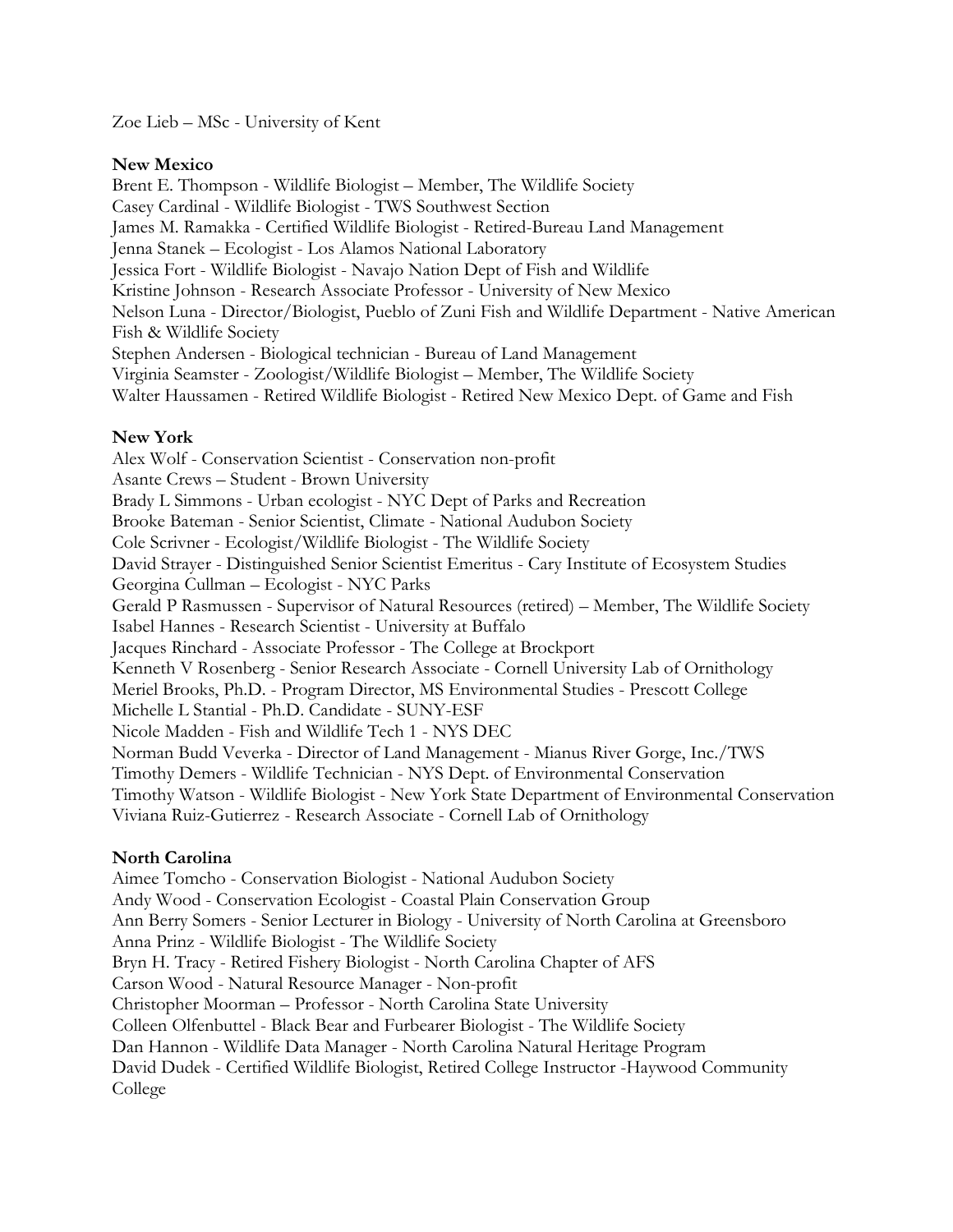Zoe Lieb – MSc - University of Kent

**New Mexico**

Brent E. Thompson - Wildlife Biologist – Member, The Wildlife Society
Casey Cardinal - Wildlife Biologist - TWS Southwest Section
James M. Ramakka - Certified Wildlife Biologist - Retired-Bureau Land Management
Jenna Stanek – Ecologist - Los Alamos National Laboratory
Jessica Fort - Wildlife Biologist - Navajo Nation Dept of Fish and Wildlife
Kristine Johnson - Research Associate Professor - University of New Mexico
Nelson Luna - Director/Biologist, Pueblo of Zuni Fish and Wildlife Department - Native American Fish & Wildlife Society
Stephen Andersen - Biological technician - Bureau of Land Management
Virginia Seamster - Zoologist/Wildlife Biologist – Member, The Wildlife Society
Walter Haussamen - Retired Wildlife Biologist - Retired New Mexico Dept. of Game and Fish

**New York**

Alex Wolf - Conservation Scientist - Conservation non-profit
Asante Crews – Student - Brown University
Brady L Simmons - Urban ecologist - NYC Dept of Parks and Recreation
Brooke Bateman - Senior Scientist, Climate - National Audubon Society
Cole Scrivner - Ecologist/Wildlife Biologist - The Wildlife Society
David Strayer - Distinguished Senior Scientist Emeritus - Cary Institute of Ecosystem Studies
Georgina Cullman – Ecologist - NYC Parks
Gerald P Rasmussen - Supervisor of Natural Resources (retired) – Member, The Wildlife Society
Isabel Hannes - Research Scientist - University at Buffalo
Jacques Rinchard - Associate Professor - The College at Brockport
Kenneth V Rosenberg - Senior Research Associate - Cornell University Lab of Ornithology
Meriel Brooks, Ph.D. - Program Director, MS Environmental Studies - Prescott College
Michelle L Stantial - Ph.D. Candidate - SUNY-ESF
Nicole Madden - Fish and Wildlife Tech 1 - NYS DEC
Norman Budd Veverka - Director of Land Management - Mianus River Gorge, Inc./TWS
Timothy Demers - Wildlife Technician - NYS Dept. of Environmental Conservation
Timothy Watson - Wildlife Biologist - New York State Department of Environmental Conservation
Viviana Ruiz-Gutierrez - Research Associate - Cornell Lab of Ornithology

**North Carolina**

Aimee Tomcho - Conservation Biologist - National Audubon Society
Andy Wood - Conservation Ecologist - Coastal Plain Conservation Group
Ann Berry Somers - Senior Lecturer in Biology - University of North Carolina at Greensboro
Anna Prinz - Wildlife Biologist - The Wildlife Society
Bryn H. Tracy - Retired Fishery Biologist - North Carolina Chapter of AFS
Carson Wood - Natural Resource Manager - Non-profit
Christopher Moorman – Professor - North Carolina State University
Colleen Olfenbuttel - Black Bear and Furbearer Biologist - The Wildlife Society
Dan Hannon - Wildlife Data Manager - North Carolina Natural Heritage Program
David Dudek - Certified Wildlife Biologist, Retired College Instructor -Haywood Community College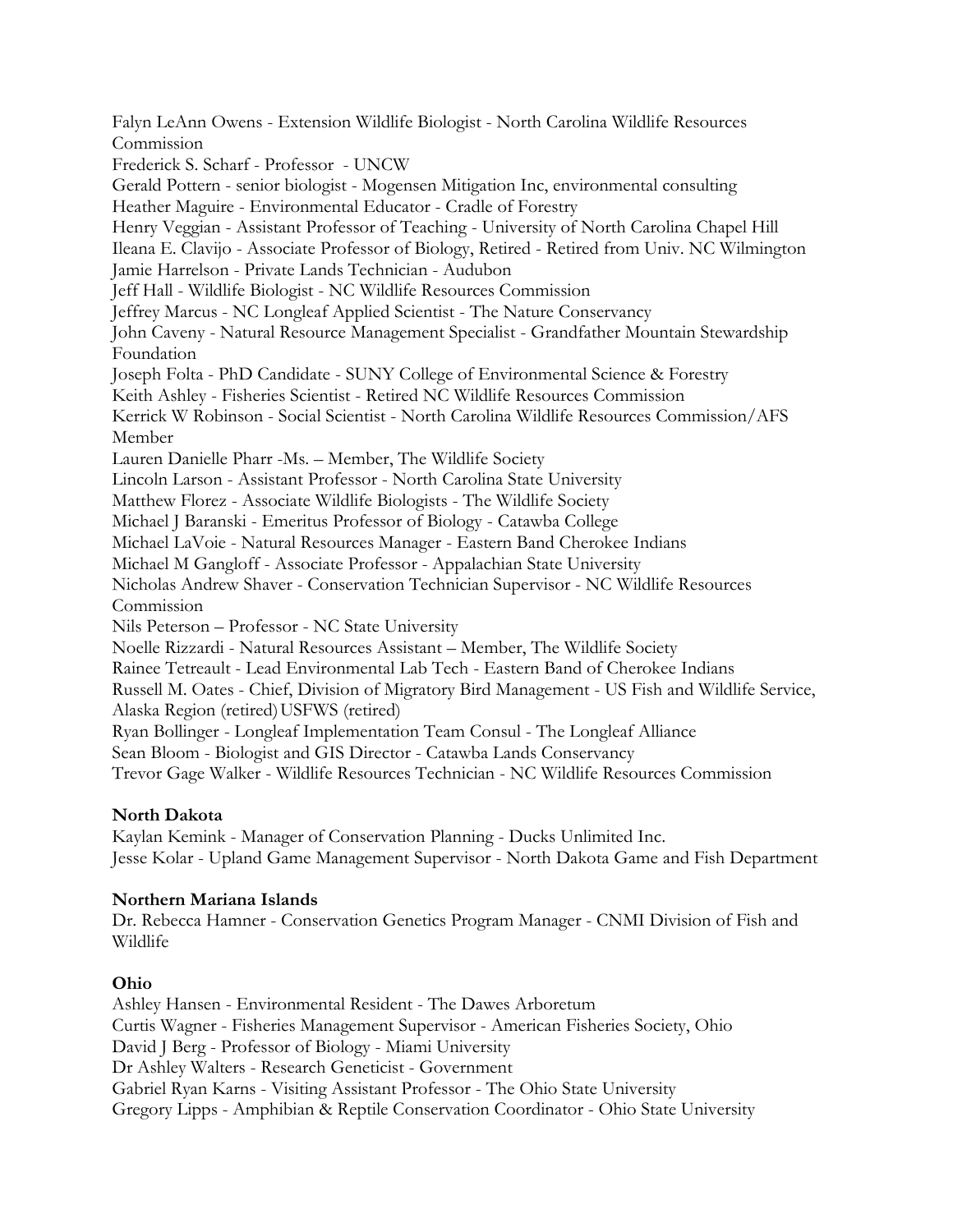Falyn LeAnn Owens - Extension Wildlife Biologist - North Carolina Wildlife Resources Commission
Frederick S. Scharf - Professor - UNCW
Gerald Pottern - senior biologist - Mogensen Mitigation Inc, environmental consulting
Heather Maguire - Environmental Educator - Cradle of Forestry
Henry Veggian - Assistant Professor of Teaching - University of North Carolina Chapel Hill
Ileana E. Clavijo - Associate Professor of Biology, Retired - Retired from Univ. NC Wilmington
Jamie Harrelson - Private Lands Technician - Audubon
Jeff Hall - Wildlife Biologist - NC Wildlife Resources Commission
Jeffrey Marcus - NC Longleaf Applied Scientist - The Nature Conservancy
John Caveny - Natural Resource Management Specialist - Grandfather Mountain Stewardship Foundation
Joseph Folta - PhD Candidate - SUNY College of Environmental Science & Forestry
Keith Ashley - Fisheries Scientist - Retired NC Wildlife Resources Commission
Kerrick W Robinson - Social Scientist - North Carolina Wildlife Resources Commission/AFS Member
Lauren Danielle Pharr -Ms. – Member, The Wildlife Society
Lincoln Larson - Assistant Professor - North Carolina State University
Matthew Florez - Associate Wildlife Biologists - The Wildlife Society
Michael J Baranski - Emeritus Professor of Biology - Catawba College
Michael LaVoie - Natural Resources Manager - Eastern Band Cherokee Indians
Michael M Gangloff - Associate Professor - Appalachian State University
Nicholas Andrew Shaver - Conservation Technician Supervisor - NC Wildlife Resources Commission
Nils Peterson – Professor - NC State University
Noelle Rizzardi - Natural Resources Assistant – Member, The Wildlife Society
Rainee Tetreault - Lead Environmental Lab Tech - Eastern Band of Cherokee Indians
Russell M. Oates - Chief, Division of Migratory Bird Management - US Fish and Wildlife Service, Alaska Region (retired) USFWS (retired)
Ryan Bollinger - Longleaf Implementation Team Consul - The Longleaf Alliance
Sean Bloom - Biologist and GIS Director - Catawba Lands Conservancy
Trevor Gage Walker - Wildlife Resources Technician - NC Wildlife Resources Commission

**North Dakota**

Kaylan Kemink - Manager of Conservation Planning - Ducks Unlimited Inc.
Jesse Kolar - Upland Game Management Supervisor - North Dakota Game and Fish Department

**Northern Mariana Islands**

Dr. Rebecca Hamner - Conservation Genetics Program Manager - CNMI Division of Fish and Wildlife

**Ohio**

Ashley Hansen - Environmental Resident - The Dawes Arboretum
Curtis Wagner - Fisheries Management Supervisor - American Fisheries Society, Ohio
David J Berg - Professor of Biology - Miami University
Dr Ashley Walters - Research Geneticist - Government
Gabriel Ryan Karns - Visiting Assistant Professor - The Ohio State University
Gregory Lipps - Amphibian & Reptile Conservation Coordinator - Ohio State University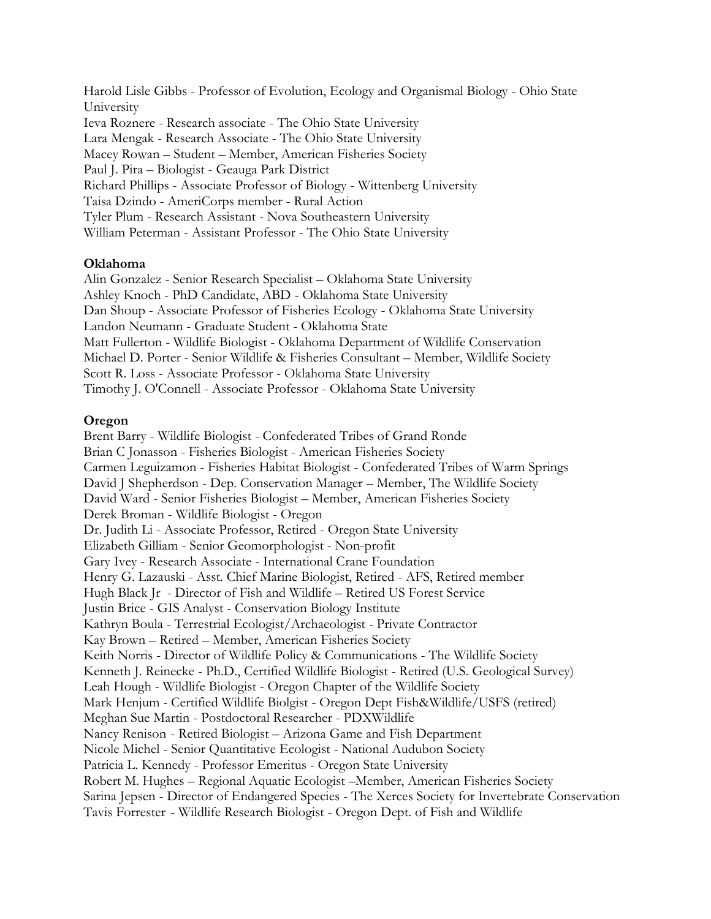Harold Lisle Gibbs - Professor of Evolution, Ecology and Organismal Biology - Ohio State University  
Ieva Roznere - Research associate - The Ohio State University  
Lara Mengak - Research Associate - The Ohio State University  
Macey Rowan – Student – Member, American Fisheries Society  
Paul J. Pira – Biologist - Geauga Park District  
Richard Phillips - Associate Professor of Biology - Wittenberg University  
Taisa Dzindo - AmeriCorps member - Rural Action  
Tyler Plum - Research Assistant - Nova Southeastern University  
William Peterman - Assistant Professor - The Ohio State University

**Oklahoma**

Alin Gonzalez - Senior Research Specialist – Oklahoma State University  
Ashley Knoch - PhD Candidate, ABD - Oklahoma State University  
Dan Shoup - Associate Professor of Fisheries Ecology - Oklahoma State University  
Landon Neumann - Graduate Student - Oklahoma State  
Matt Fullerton - Wildlife Biologist - Oklahoma Department of Wildlife Conservation  
Michael D. Porter - Senior Wildlife & Fisheries Consultant – Member, Wildlife Society  
Scott R. Loss - Associate Professor - Oklahoma State University  
Timothy J. O'Connell - Associate Professor - Oklahoma State University

**Oregon**

Brent Barry - Wildlife Biologist - Confederated Tribes of Grand Ronde  
Brian C Jonasson - Fisheries Biologist - American Fisheries Society  
Carmen Leguizamon - Fisheries Habitat Biologist - Confederated Tribes of Warm Springs  
David J Shepherdson - Dep. Conservation Manager – Member, The Wildlife Society  
David Ward - Senior Fisheries Biologist – Member, American Fisheries Society  
Derek Broman - Wildlife Biologist - Oregon  
Dr. Judith Li - Associate Professor, Retired - Oregon State University  
Elizabeth Gilliam - Senior Geomorphologist - Non-profit  
Gary Ivey - Research Associate - International Crane Foundation  
Henry G. Lazauski - Asst. Chief Marine Biologist, Retired - AFS, Retired member  
Hugh Black Jr - Director of Fish and Wildlife – Retired US Forest Service  
Justin Brice - GIS Analyst - Conservation Biology Institute  
Kathryn Boula - Terrestrial Ecologist/Archaeologist - Private Contractor  
Kay Brown – Retired – Member, American Fisheries Society  
Keith Norris - Director of Wildlife Policy & Communications - The Wildlife Society  
Kenneth J. Reinecke - Ph.D., Certified Wildlife Biologist - Retired (U.S. Geological Survey)  
Leah Hough - Wildlife Biologist - Oregon Chapter of the Wildlife Society  
Mark Henjum - Certified Wildlife Biolgist - Oregon Dept Fish&Wildlife/USFS (retired)  
Meghan Sue Martin - Postdoctoral Researcher - PDXWildlife  
Nancy Renison - Retired Biologist – Arizona Game and Fish Department  
Nicole Michel - Senior Quantitative Ecologist - National Audubon Society  
Patricia L. Kennedy - Professor Emeritus - Oregon State University  
Robert M. Hughes – Regional Aquatic Ecologist –Member, American Fisheries Society  
Sarina Jepsen - Director of Endangered Species - The Xerces Society for Invertebrate Conservation  
Tavis Forrester - Wildlife Research Biologist - Oregon Dept. of Fish and Wildlife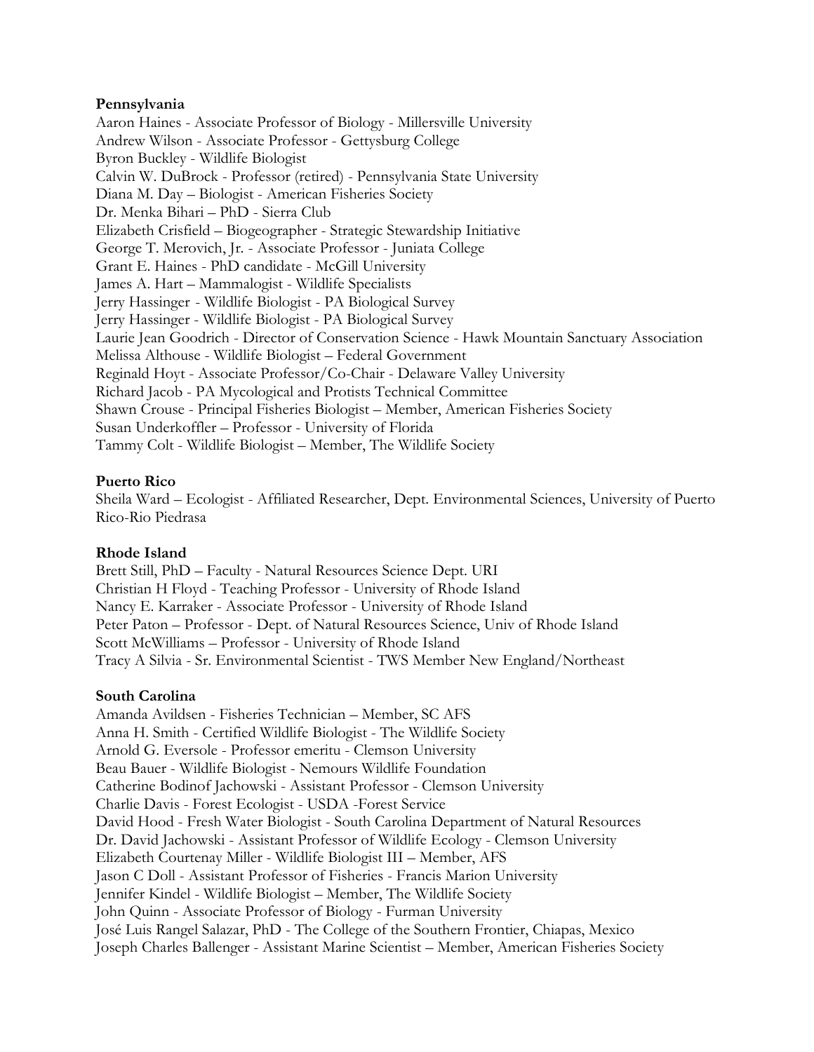**Pennsylvania**

Aaron Haines - Associate Professor of Biology - Millersville University
Andrew Wilson - Associate Professor - Gettysburg College
Byron Buckley - Wildlife Biologist
Calvin W. DuBrock - Professor (retired) - Pennsylvania State University
Diana M. Day – Biologist - American Fisheries Society
Dr. Menka Bihari – PhD - Sierra Club
Elizabeth Crisfield – Biogeographer - Strategic Stewardship Initiative
George T. Merovich, Jr. - Associate Professor - Juniata College
Grant E. Haines - PhD candidate - McGill University
James A. Hart – Mammalogist - Wildlife Specialists
Jerry Hassinger - Wildlife Biologist - PA Biological Survey
Jerry Hassinger - Wildlife Biologist - PA Biological Survey
Laurie Jean Goodrich - Director of Conservation Science - Hawk Mountain Sanctuary Association
Melissa Althouse - Wildlife Biologist – Federal Government
Reginald Hoyt - Associate Professor/Co-Chair - Delaware Valley University
Richard Jacob - PA Mycological and Protists Technical Committee
Shawn Crouse - Principal Fisheries Biologist – Member, American Fisheries Society
Susan Underkoffler – Professor - University of Florida
Tammy Colt - Wildlife Biologist – Member, The Wildlife Society

**Puerto Rico**

Sheila Ward – Ecologist - Affiliated Researcher, Dept. Environmental Sciences, University of Puerto Rico-Rio Piedrasa

**Rhode Island**

Brett Still, PhD – Faculty - Natural Resources Science Dept. URI
Christian H Floyd - Teaching Professor - University of Rhode Island
Nancy E. Karraker - Associate Professor - University of Rhode Island
Peter Paton – Professor - Dept. of Natural Resources Science, Univ of Rhode Island
Scott McWilliams – Professor - University of Rhode Island
Tracy A Silvia - Sr. Environmental Scientist - TWS Member New England/Northeast

**South Carolina**

Amanda Avildsen - Fisheries Technician – Member, SC AFS
Anna H. Smith - Certified Wildlife Biologist - The Wildlife Society
Arnold G. Eversole - Professor emeritu - Clemson University
Beau Bauer - Wildlife Biologist - Nemours Wildlife Foundation
Catherine Bodinof Jachowski - Assistant Professor - Clemson University
Charlie Davis - Forest Ecologist - USDA -Forest Service
David Hood - Fresh Water Biologist - South Carolina Department of Natural Resources
Dr. David Jachowski - Assistant Professor of Wildlife Ecology - Clemson University
Elizabeth Courtenay Miller - Wildlife Biologist III – Member, AFS
Jason C Doll - Assistant Professor of Fisheries - Francis Marion University
Jennifer Kindel - Wildlife Biologist – Member, The Wildlife Society
John Quinn - Associate Professor of Biology - Furman University
José Luis Rangel Salazar, PhD - The College of the Southern Frontier, Chiapas, Mexico
Joseph Charles Ballenger - Assistant Marine Scientist – Member, American Fisheries Society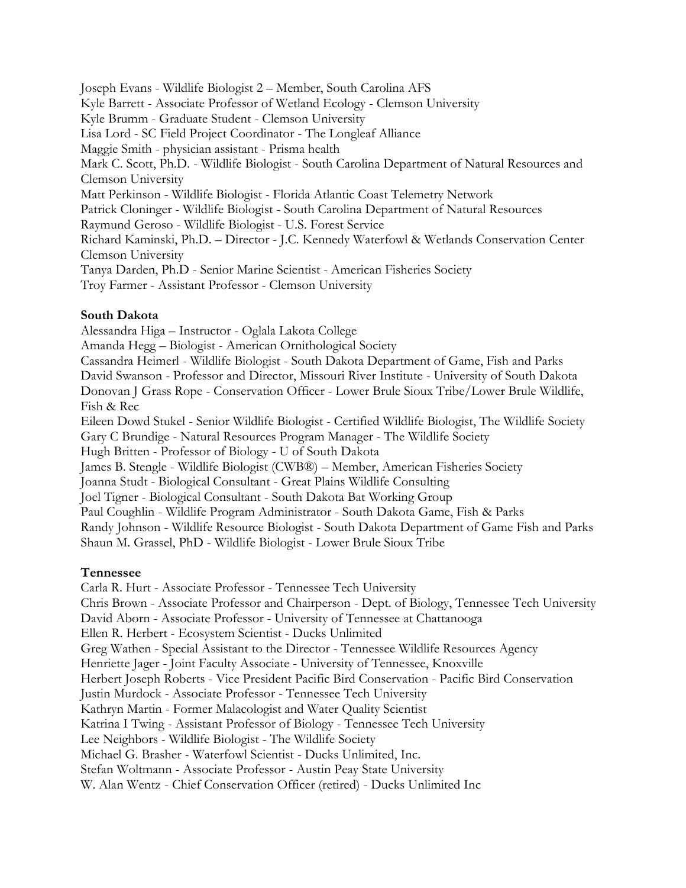Joseph Evans - Wildlife Biologist 2 – Member, South Carolina AFS
Kyle Barrett - Associate Professor of Wetland Ecology - Clemson University
Kyle Brumm - Graduate Student - Clemson University
Lisa Lord - SC Field Project Coordinator - The Longleaf Alliance
Maggie Smith - physician assistant - Prisma health
Mark C. Scott, Ph.D. - Wildlife Biologist - South Carolina Department of Natural Resources and Clemson University
Matt Perkinson - Wildlife Biologist - Florida Atlantic Coast Telemetry Network
Patrick Cloninger - Wildlife Biologist - South Carolina Department of Natural Resources
Raymund Geroso - Wildlife Biologist - U.S. Forest Service
Richard Kaminski, Ph.D. – Director - J.C. Kennedy Waterfowl & Wetlands Conservation Center Clemson University
Tanya Darden, Ph.D - Senior Marine Scientist - American Fisheries Society
Troy Farmer - Assistant Professor - Clemson University

**South Dakota**

Alessandra Higa – Instructor - Oglala Lakota College
Amanda Hegg – Biologist - American Ornithological Society
Cassandra Heimerl - Wildlife Biologist - South Dakota Department of Game, Fish and Parks
David Swanson - Professor and Director, Missouri River Institute - University of South Dakota
Donovan J Grass Rope - Conservation Officer - Lower Brule Sioux Tribe/Lower Brule Wildlife, Fish & Rec
Eileen Dowd Stukel - Senior Wildlife Biologist - Certified Wildlife Biologist, The Wildlife Society
Gary C Brundige - Natural Resources Program Manager - The Wildlife Society
Hugh Britten - Professor of Biology - U of South Dakota
James B. Stengle - Wildlife Biologist (CWB®) – Member, American Fisheries Society
Joanna Studt - Biological Consultant - Great Plains Wildlife Consulting
Joel Tigner - Biological Consultant - South Dakota Bat Working Group
Paul Coughlin - Wildlife Program Administrator - South Dakota Game, Fish & Parks
Randy Johnson - Wildlife Resource Biologist - South Dakota Department of Game Fish and Parks
Shaun M. Grassel, PhD - Wildlife Biologist - Lower Brule Sioux Tribe

**Tennessee**

Carla R. Hurt - Associate Professor - Tennessee Tech University
Chris Brown - Associate Professor and Chairperson - Dept. of Biology, Tennessee Tech University
David Aborn - Associate Professor - University of Tennessee at Chattanooga
Ellen R. Herbert - Ecosystem Scientist - Ducks Unlimited
Greg Wathen - Special Assistant to the Director - Tennessee Wildlife Resources Agency
Henriette Jager - Joint Faculty Associate - University of Tennessee, Knoxville
Herbert Joseph Roberts - Vice President Pacific Bird Conservation - Pacific Bird Conservation
Justin Murdock - Associate Professor - Tennessee Tech University
Kathryn Martin - Former Malacologist and Water Quality Scientist
Katrina I Twing - Assistant Professor of Biology - Tennessee Tech University
Lee Neighbors - Wildlife Biologist - The Wildlife Society
Michael G. Brasher - Waterfowl Scientist - Ducks Unlimited, Inc.
Stefan Woltmann - Associate Professor - Austin Peay State University
W. Alan Wentz - Chief Conservation Officer (retired) - Ducks Unlimited Inc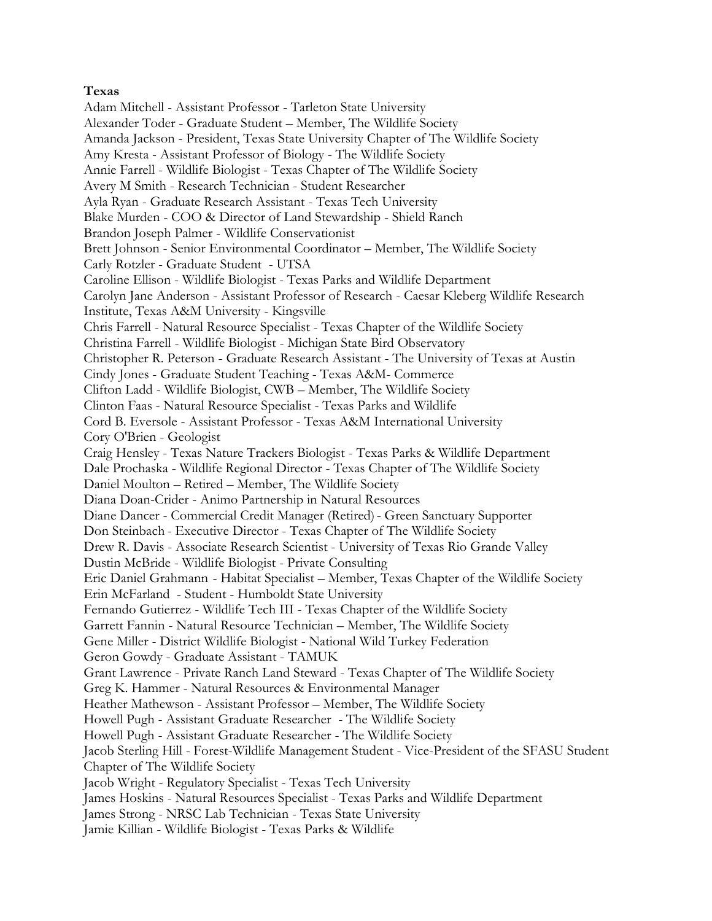**Texas**

Adam Mitchell - Assistant Professor - Tarleton State University
Alexander Toder - Graduate Student – Member, The Wildlife Society
Amanda Jackson - President, Texas State University Chapter of The Wildlife Society
Amy Kresta - Assistant Professor of Biology - The Wildlife Society
Annie Farrell - Wildlife Biologist - Texas Chapter of The Wildlife Society
Avery M Smith - Research Technician - Student Researcher
Ayla Ryan - Graduate Research Assistant - Texas Tech University
Blake Murden - COO & Director of Land Stewardship - Shield Ranch
Brandon Joseph Palmer - Wildlife Conservationist
Brett Johnson - Senior Environmental Coordinator – Member, The Wildlife Society
Carly Rotzler - Graduate Student - UTSA
Caroline Ellison - Wildlife Biologist - Texas Parks and Wildlife Department
Carolyn Jane Anderson - Assistant Professor of Research - Caesar Kleberg Wildlife Research Institute, Texas A&M University - Kingsville
Chris Farrell - Natural Resource Specialist - Texas Chapter of the Wildlife Society
Christina Farrell - Wildlife Biologist - Michigan State Bird Observatory
Christopher R. Peterson - Graduate Research Assistant - The University of Texas at Austin
Cindy Jones - Graduate Student Teaching - Texas A&M- Commerce
Clifton Ladd - Wildlife Biologist, CWB – Member, The Wildlife Society
Clinton Faas - Natural Resource Specialist - Texas Parks and Wildlife
Cord B. Eversole - Assistant Professor - Texas A&M International University
Cory O'Brien - Geologist
Craig Hensley - Texas Nature Trackers Biologist - Texas Parks & Wildlife Department
Dale Prochaska - Wildlife Regional Director - Texas Chapter of The Wildlife Society
Daniel Moulton – Retired – Member, The Wildlife Society
Diana Doan-Crider - Animo Partnership in Natural Resources
Diane Dancer - Commercial Credit Manager (Retired) - Green Sanctuary Supporter
Don Steinbach - Executive Director - Texas Chapter of The Wildlife Society
Drew R. Davis - Associate Research Scientist - University of Texas Rio Grande Valley
Dustin McBride - Wildlife Biologist - Private Consulting
Eric Daniel Grahmann - Habitat Specialist – Member, Texas Chapter of the Wildlife Society
Erin McFarland - Student - Humboldt State University
Fernando Gutierrez - Wildlife Tech III - Texas Chapter of the Wildlife Society
Garrett Fannin - Natural Resource Technician – Member, The Wildlife Society
Gene Miller - District Wildlife Biologist - National Wild Turkey Federation
Geron Gowdy - Graduate Assistant - TAMUK
Grant Lawrence - Private Ranch Land Steward - Texas Chapter of The Wildlife Society
Greg K. Hammer - Natural Resources & Environmental Manager
Heather Mathewson - Assistant Professor – Member, The Wildlife Society
Howell Pugh - Assistant Graduate Researcher - The Wildlife Society
Howell Pugh - Assistant Graduate Researcher - The Wildlife Society
Jacob Sterling Hill - Forest-Wildlife Management Student - Vice-President of the SFASU Student Chapter of The Wildlife Society
Jacob Wright - Regulatory Specialist - Texas Tech University
James Hoskins - Natural Resources Specialist - Texas Parks and Wildlife Department
James Strong - NRSC Lab Technician - Texas State University
Jamie Killian - Wildlife Biologist - Texas Parks & Wildlife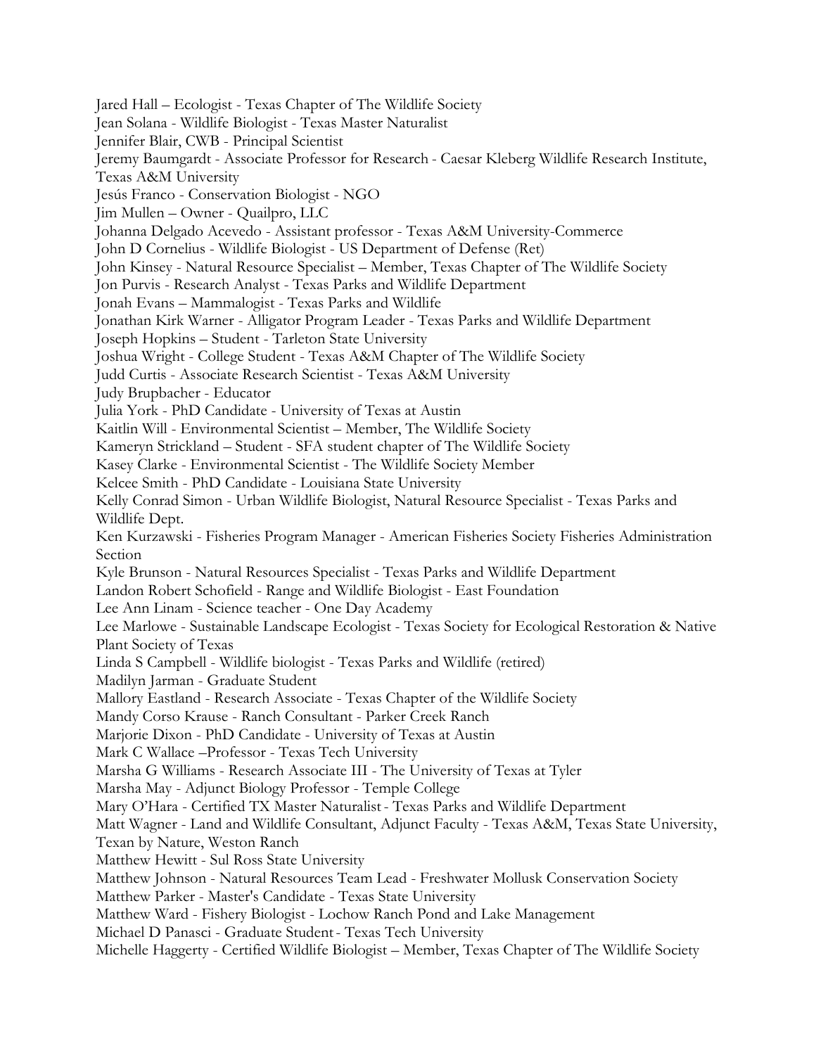Jared Hall – Ecologist - Texas Chapter of The Wildlife Society
Jean Solana - Wildlife Biologist - Texas Master Naturalist
Jennifer Blair, CWB - Principal Scientist
Jeremy Baumgardt - Associate Professor for Research - Caesar Kleberg Wildlife Research Institute, Texas A&M University
Jesús Franco - Conservation Biologist - NGO
Jim Mullen – Owner - Quailpro, LLC
Johanna Delgado Acevedo - Assistant professor - Texas A&M University-Commerce
John D Cornelius - Wildlife Biologist - US Department of Defense (Ret)
John Kinsey - Natural Resource Specialist – Member, Texas Chapter of The Wildlife Society
Jon Purvis - Research Analyst - Texas Parks and Wildlife Department
Jonah Evans – Mammalogist - Texas Parks and Wildlife
Jonathan Kirk Warner - Alligator Program Leader - Texas Parks and Wildlife Department
Joseph Hopkins – Student - Tarleton State University
Joshua Wright - College Student - Texas A&M Chapter of The Wildlife Society
Judd Curtis - Associate Research Scientist - Texas A&M University
Judy Brupbacher - Educator
Julia York - PhD Candidate - University of Texas at Austin
Kaitlin Will - Environmental Scientist – Member, The Wildlife Society
Kameryn Strickland – Student - SFA student chapter of The Wildlife Society
Kasey Clarke - Environmental Scientist - The Wildlife Society Member
Kelcee Smith - PhD Candidate - Louisiana State University
Kelly Conrad Simon - Urban Wildlife Biologist, Natural Resource Specialist - Texas Parks and Wildlife Dept.
Ken Kurzawski - Fisheries Program Manager - American Fisheries Society Fisheries Administration Section
Kyle Brunson - Natural Resources Specialist - Texas Parks and Wildlife Department
Landon Robert Schofield - Range and Wildlife Biologist - East Foundation
Lee Ann Linam - Science teacher - One Day Academy
Lee Marlowe - Sustainable Landscape Ecologist - Texas Society for Ecological Restoration & Native Plant Society of Texas
Linda S Campbell - Wildlife biologist - Texas Parks and Wildlife (retired)
Madilyn Jarman - Graduate Student
Mallory Eastland - Research Associate - Texas Chapter of the Wildlife Society
Mandy Corso Krause - Ranch Consultant - Parker Creek Ranch
Marjorie Dixon - PhD Candidate - University of Texas at Austin
Mark C Wallace –Professor - Texas Tech University
Marsha G Williams - Research Associate III - The University of Texas at Tyler
Marsha May - Adjunct Biology Professor - Temple College
Mary O'Hara - Certified TX Master Naturalist - Texas Parks and Wildlife Department
Matt Wagner - Land and Wildlife Consultant, Adjunct Faculty - Texas A&M, Texas State University, Texan by Nature, Weston Ranch
Matthew Hewitt - Sul Ross State University
Matthew Johnson - Natural Resources Team Lead - Freshwater Mollusk Conservation Society
Matthew Parker - Master's Candidate - Texas State University
Matthew Ward - Fishery Biologist - Lochow Ranch Pond and Lake Management
Michael D Panasci - Graduate Student - Texas Tech University
Michelle Haggerty - Certified Wildlife Biologist – Member, Texas Chapter of The Wildlife Society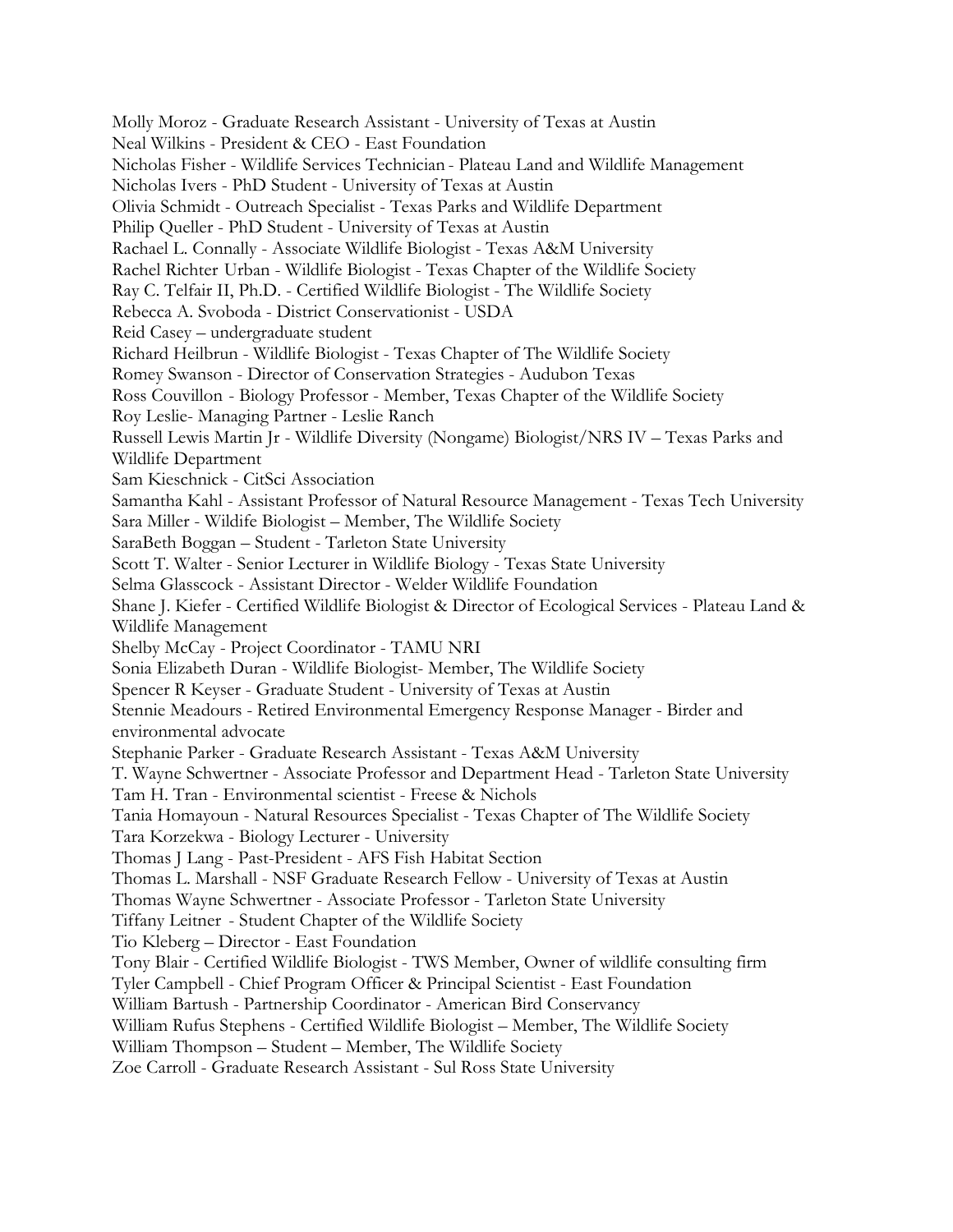Molly Moroz - Graduate Research Assistant - University of Texas at Austin
Neal Wilkins - President & CEO - East Foundation
Nicholas Fisher - Wildlife Services Technician - Plateau Land and Wildlife Management
Nicholas Ivers - PhD Student - University of Texas at Austin
Olivia Schmidt - Outreach Specialist - Texas Parks and Wildlife Department
Philip Queller - PhD Student - University of Texas at Austin
Rachael L. Connally - Associate Wildlife Biologist - Texas A&M University
Rachel Richter Urban - Wildlife Biologist - Texas Chapter of the Wildlife Society
Ray C. Telfair II, Ph.D. - Certified Wildlife Biologist - The Wildlife Society
Rebecca A. Svoboda - District Conservationist - USDA
Reid Casey – undergraduate student
Richard Heilbrun - Wildlife Biologist - Texas Chapter of The Wildlife Society
Romey Swanson - Director of Conservation Strategies - Audubon Texas
Ross Couvillon - Biology Professor - Member, Texas Chapter of the Wildlife Society
Roy Leslie- Managing Partner - Leslie Ranch
Russell Lewis Martin Jr - Wildlife Diversity (Nongame) Biologist/NRS IV – Texas Parks and Wildlife Department
Sam Kieschnick - CitSci Association
Samantha Kahl - Assistant Professor of Natural Resource Management - Texas Tech University
Sara Miller - Wildife Biologist – Member, The Wildlife Society
SaraBeth Boggan – Student - Tarleton State University
Scott T. Walter - Senior Lecturer in Wildlife Biology - Texas State University
Selma Glasscock - Assistant Director - Welder Wildlife Foundation
Shane J. Kiefer - Certified Wildlife Biologist & Director of Ecological Services - Plateau Land & Wildlife Management
Shelby McCay - Project Coordinator - TAMU NRI
Sonia Elizabeth Duran - Wildlife Biologist- Member, The Wildlife Society
Spencer R Keyser - Graduate Student - University of Texas at Austin
Stennie Meadours - Retired Environmental Emergency Response Manager - Birder and environmental advocate
Stephanie Parker - Graduate Research Assistant - Texas A&M University
T. Wayne Schwertner - Associate Professor and Department Head - Tarleton State University
Tam H. Tran - Environmental scientist - Freese & Nichols
Tania Homayoun - Natural Resources Specialist - Texas Chapter of The Wildlife Society
Tara Korzekwa - Biology Lecturer - University
Thomas J Lang - Past-President - AFS Fish Habitat Section
Thomas L. Marshall - NSF Graduate Research Fellow - University of Texas at Austin
Thomas Wayne Schwertner - Associate Professor - Tarleton State University
Tiffany Leitner - Student Chapter of the Wildlife Society
Tio Kleberg – Director - East Foundation
Tony Blair - Certified Wildlife Biologist - TWS Member, Owner of wildlife consulting firm
Tyler Campbell - Chief Program Officer & Principal Scientist - East Foundation
William Bartush - Partnership Coordinator - American Bird Conservancy
William Rufus Stephens - Certified Wildlife Biologist – Member, The Wildlife Society
William Thompson – Student – Member, The Wildlife Society
Zoe Carroll - Graduate Research Assistant - Sul Ross State University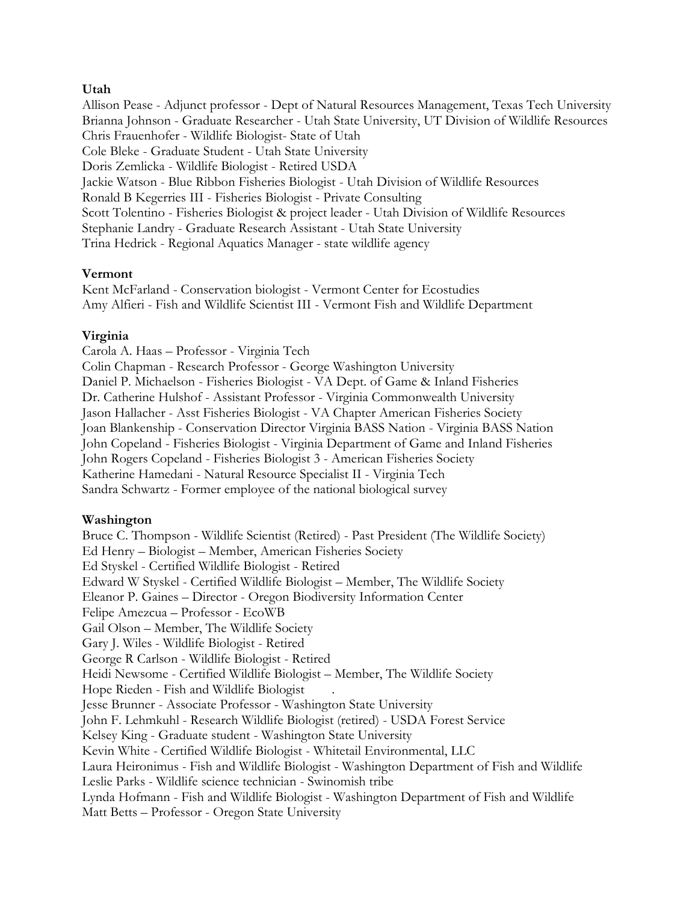**Utah**

Allison Pease - Adjunct professor - Dept of Natural Resources Management, Texas Tech University
Brianna Johnson - Graduate Researcher - Utah State University, UT Division of Wildlife Resources
Chris Frauenhofer - Wildlife Biologist- State of Utah
Cole Bleke - Graduate Student - Utah State University
Doris Zemlicka - Wildlife Biologist - Retired USDA
Jackie Watson - Blue Ribbon Fisheries Biologist - Utah Division of Wildlife Resources
Ronald B Kegerries III - Fisheries Biologist - Private Consulting
Scott Tolentino - Fisheries Biologist & project leader - Utah Division of Wildlife Resources
Stephanie Landry - Graduate Research Assistant - Utah State University
Trina Hedrick - Regional Aquatics Manager - state wildlife agency

**Vermont**

Kent McFarland - Conservation biologist - Vermont Center for Ecostudies
Amy Alfieri - Fish and Wildlife Scientist III - Vermont Fish and Wildlife Department

**Virginia**

Carola A. Haas – Professor - Virginia Tech
Colin Chapman - Research Professor - George Washington University
Daniel P. Michaelson - Fisheries Biologist - VA Dept. of Game & Inland Fisheries
Dr. Catherine Hulshof - Assistant Professor - Virginia Commonwealth University
Jason Hallacher - Asst Fisheries Biologist - VA Chapter American Fisheries Society
Joan Blankenship - Conservation Director Virginia BASS Nation - Virginia BASS Nation
John Copeland - Fisheries Biologist - Virginia Department of Game and Inland Fisheries
John Rogers Copeland - Fisheries Biologist 3 - American Fisheries Society
Katherine Hamedani - Natural Resource Specialist II - Virginia Tech
Sandra Schwartz - Former employee of the national biological survey

**Washington**

Bruce C. Thompson - Wildlife Scientist (Retired) - Past President (The Wildlife Society)
Ed Henry – Biologist – Member, American Fisheries Society
Ed Styskel - Certified Wildlife Biologist - Retired
Edward W Styskel - Certified Wildlife Biologist – Member, The Wildlife Society
Eleanor P. Gaines – Director - Oregon Biodiversity Information Center
Felipe Amezcua – Professor - EcoWB
Gail Olson – Member, The Wildlife Society
Gary J. Wiles - Wildlife Biologist - Retired
George R Carlson - Wildlife Biologist - Retired
Heidi Newsome - Certified Wildlife Biologist – Member, The Wildlife Society
Hope Rieden - Fish and Wildlife Biologist .
Jesse Brunner - Associate Professor - Washington State University
John F. Lehmkuhl - Research Wildlife Biologist (retired) - USDA Forest Service
Kelsey King - Graduate student - Washington State University
Kevin White - Certified Wildlife Biologist - Whitetail Environmental, LLC
Laura Heironimus - Fish and Wildlife Biologist - Washington Department of Fish and Wildlife
Leslie Parks - Wildlife science technician - Swinomish tribe
Lynda Hofmann - Fish and Wildlife Biologist - Washington Department of Fish and Wildlife
Matt Betts – Professor - Oregon State University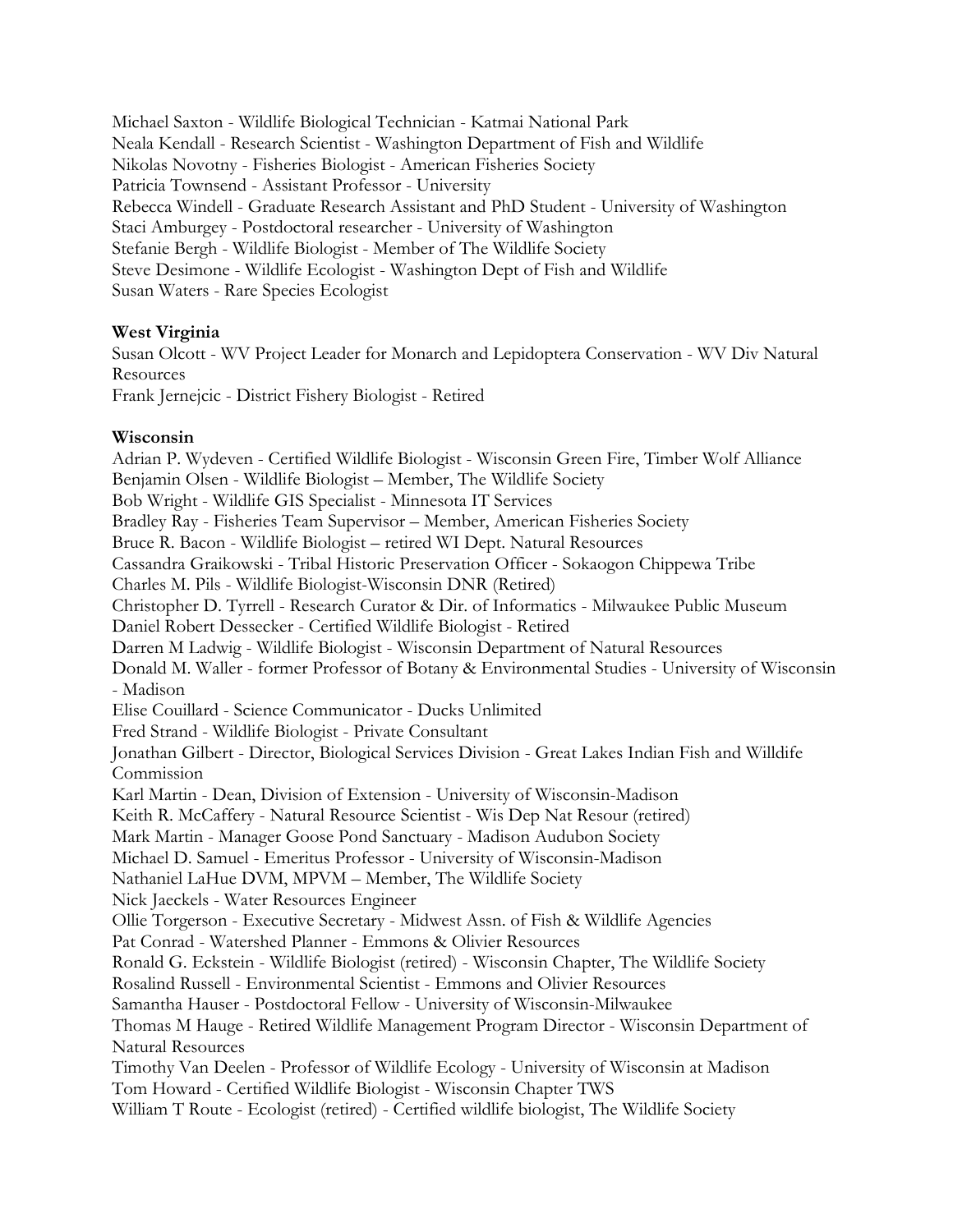Michael Saxton - Wildlife Biological Technician - Katmai National Park
Neala Kendall - Research Scientist - Washington Department of Fish and Wildlife
Nikolas Novotny - Fisheries Biologist - American Fisheries Society
Patricia Townsend - Assistant Professor - University
Rebecca Windell - Graduate Research Assistant and PhD Student - University of Washington
Staci Amburgey - Postdoctoral researcher - University of Washington
Stefanie Bergh - Wildlife Biologist - Member of The Wildlife Society
Steve Desimone - Wildlife Ecologist - Washington Dept of Fish and Wildlife
Susan Waters - Rare Species Ecologist

**West Virginia**

Susan Olcott - WV Project Leader for Monarch and Lepidoptera Conservation - WV Div Natural Resources
Frank Jernejcic - District Fishery Biologist - Retired

**Wisconsin**

Adrian P. Wydeven - Certified Wildlife Biologist - Wisconsin Green Fire, Timber Wolf Alliance
Benjamin Olsen - Wildlife Biologist – Member, The Wildlife Society
Bob Wright - Wildlife GIS Specialist - Minnesota IT Services
Bradley Ray - Fisheries Team Supervisor – Member, American Fisheries Society
Bruce R. Bacon - Wildlife Biologist – retired WI Dept. Natural Resources
Cassandra Graikowski - Tribal Historic Preservation Officer - Sokaogon Chippewa Tribe
Charles M. Pils - Wildlife Biologist-Wisconsin DNR (Retired)
Christopher D. Tyrrell - Research Curator & Dir. of Informatics - Milwaukee Public Museum
Daniel Robert Dessecker - Certified Wildlife Biologist - Retired
Darren M Ladwig - Wildlife Biologist - Wisconsin Department of Natural Resources
Donald M. Waller - former Professor of Botany & Environmental Studies - University of Wisconsin - Madison
Elise Couillard - Science Communicator - Ducks Unlimited
Fred Strand - Wildlife Biologist - Private Consultant
Jonathan Gilbert - Director, Biological Services Division - Great Lakes Indian Fish and Wildlife Commission
Karl Martin - Dean, Division of Extension - University of Wisconsin-Madison
Keith R. McCaffery - Natural Resource Scientist - Wis Dep Nat Resour (retired)
Mark Martin - Manager Goose Pond Sanctuary - Madison Audubon Society
Michael D. Samuel - Emeritus Professor - University of Wisconsin-Madison
Nathaniel LaHue DVM, MPVM – Member, The Wildlife Society
Nick Jaeckels - Water Resources Engineer
Ollie Torgerson - Executive Secretary - Midwest Assn. of Fish & Wildlife Agencies
Pat Conrad - Watershed Planner - Emmons & Olivier Resources
Ronald G. Eckstein - Wildlife Biologist (retired) - Wisconsin Chapter, The Wildlife Society
Rosalind Russell - Environmental Scientist - Emmons and Olivier Resources
Samantha Hauser - Postdoctoral Fellow - University of Wisconsin-Milwaukee
Thomas M Hauge - Retired Wildlife Management Program Director - Wisconsin Department of Natural Resources
Timothy Van Deelen - Professor of Wildlife Ecology - University of Wisconsin at Madison
Tom Howard - Certified Wildlife Biologist - Wisconsin Chapter TWS
William T Route - Ecologist (retired) - Certified wildlife biologist, The Wildlife Society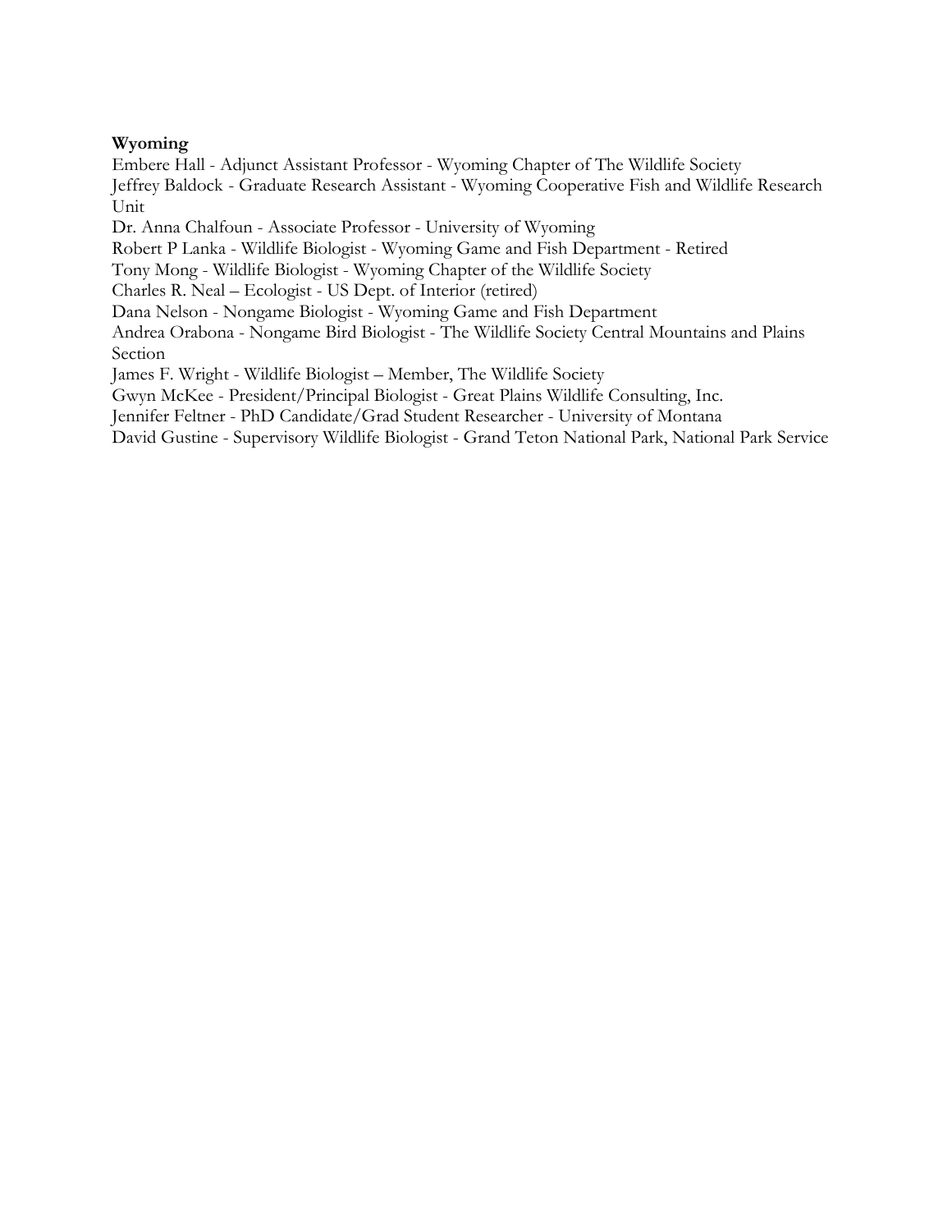**Wyoming**

Embere Hall - Adjunct Assistant Professor - Wyoming Chapter of The Wildlife Society
Jeffrey Baldock - Graduate Research Assistant - Wyoming Cooperative Fish and Wildlife Research Unit
Dr. Anna Chalfoun - Associate Professor - University of Wyoming
Robert P Lanka - Wildlife Biologist - Wyoming Game and Fish Department - Retired
Tony Mong - Wildlife Biologist - Wyoming Chapter of the Wildlife Society
Charles R. Neal – Ecologist - US Dept. of Interior (retired)
Dana Nelson - Nongame Biologist - Wyoming Game and Fish Department
Andrea Orabona - Nongame Bird Biologist - The Wildlife Society Central Mountains and Plains Section
James F. Wright - Wildlife Biologist – Member, The Wildlife Society
Gwyn McKee - President/Principal Biologist - Great Plains Wildlife Consulting, Inc.
Jennifer Feltner - PhD Candidate/Grad Student Researcher - University of Montana
David Gustine - Supervisory Wildlife Biologist - Grand Teton National Park, National Park Service